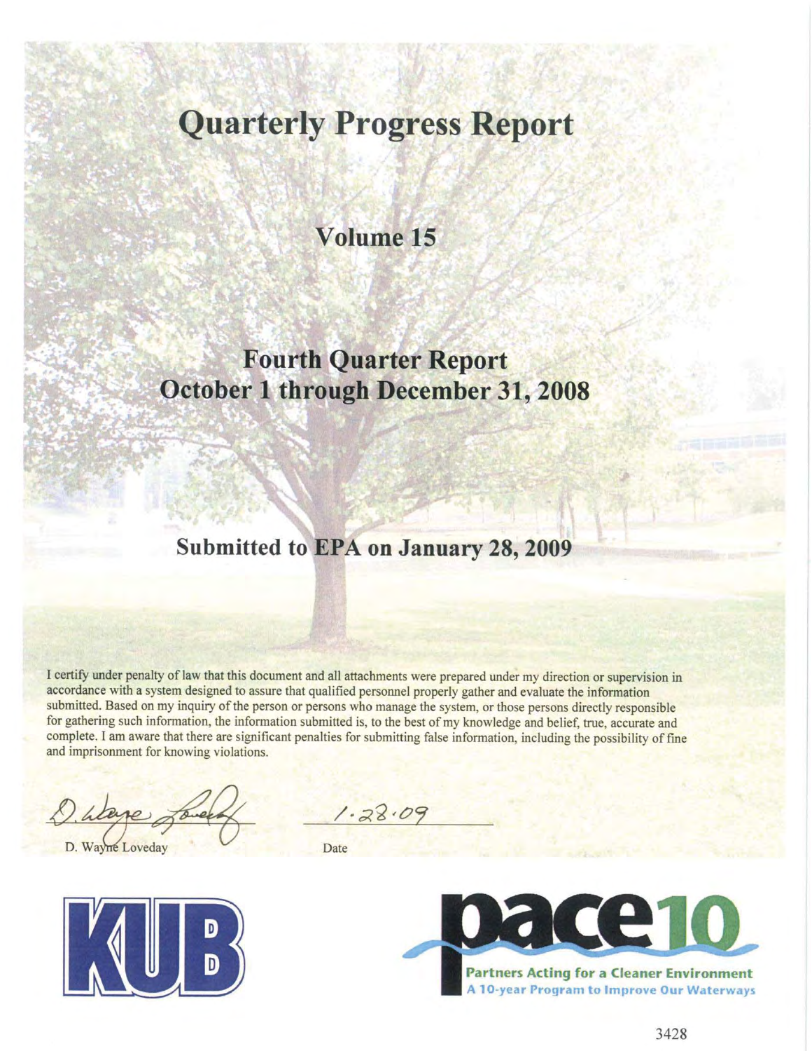# Quarterly Progress Report

## Volume 15

## Fourth Quarter Report
## October 1 through December 31, 2008

## Submitted to EPA on January 28, 2009

I certify under penalty of law that this document and all attachments were prepared under my direction or supervision in accordance with a system designed to assure that qualified personnel properly gather and evaluate the information submitted. Based on my inquiry of the person or persons who manage the system, or those persons directly responsible for gathering such information, the information submitted is, to the best of my knowledge and belief, true, accurate and complete. I am aware that there are significant penalties for submitting false information, including the possibility of fine and imprisonment for knowing violations.

D. Wayne Loveday

1.28.09

Date

KUB

pace10

Partners Acting for a Cleaner Environment

A 10-year Program to Improve Our Waterways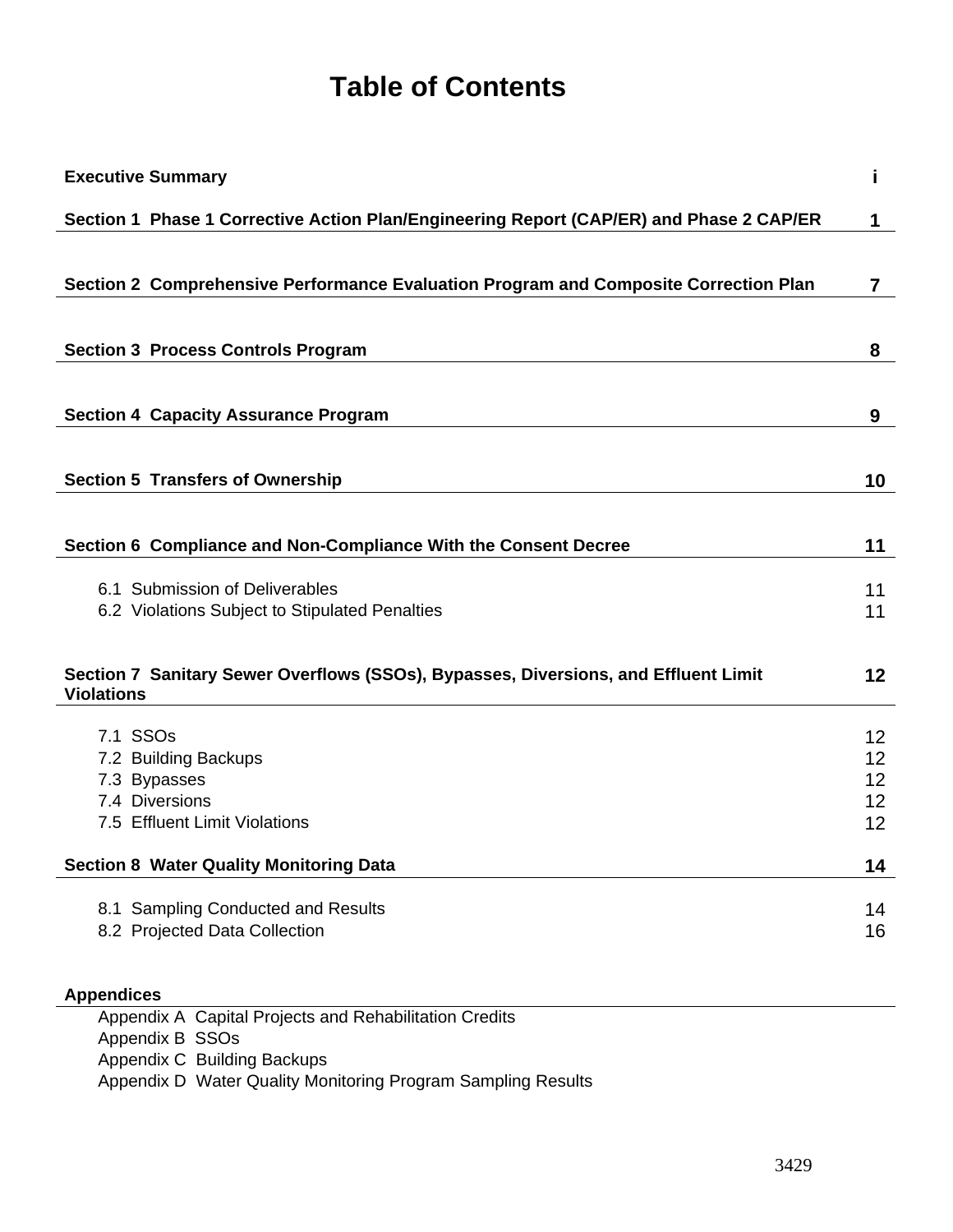# Table of Contents

| | |
|---|---|
| **Executive Summary** | **i** |
| **Section 1 Phase 1 Corrective Action Plan/Engineering Report (CAP/ER) and Phase 2 CAP/ER** | **1** |
| **Section 2 Comprehensive Performance Evaluation Program and Composite Correction Plan** | **7** |
| **Section 3 Process Controls Program** | **8** |
| **Section 4 Capacity Assurance Program** | **9** |
| **Section 5 Transfers of Ownership** | **10** |
| **Section 6 Compliance and Non-Compliance With the Consent Decree** | **11** |
| 6.1 Submission of Deliverables | 11 |
| 6.2 Violations Subject to Stipulated Penalties | 11 |
| **Section 7 Sanitary Sewer Overflows (SSOs), Bypasses, Diversions, and Effluent Limit Violations** | **12** |
| 7.1 SSOs | 12 |
| 7.2 Building Backups | 12 |
| 7.3 Bypasses | 12 |
| 7.4 Diversions | 12 |
| 7.5 Effluent Limit Violations | 12 |
| **Section 8 Water Quality Monitoring Data** | **14** |
| 8.1 Sampling Conducted and Results | 14 |
| 8.2 Projected Data Collection | 16 |

**Appendices**

- Appendix A Capital Projects and Rehabilitation Credits
- Appendix B SSOs
- Appendix C Building Backups
- Appendix D Water Quality Monitoring Program Sampling Results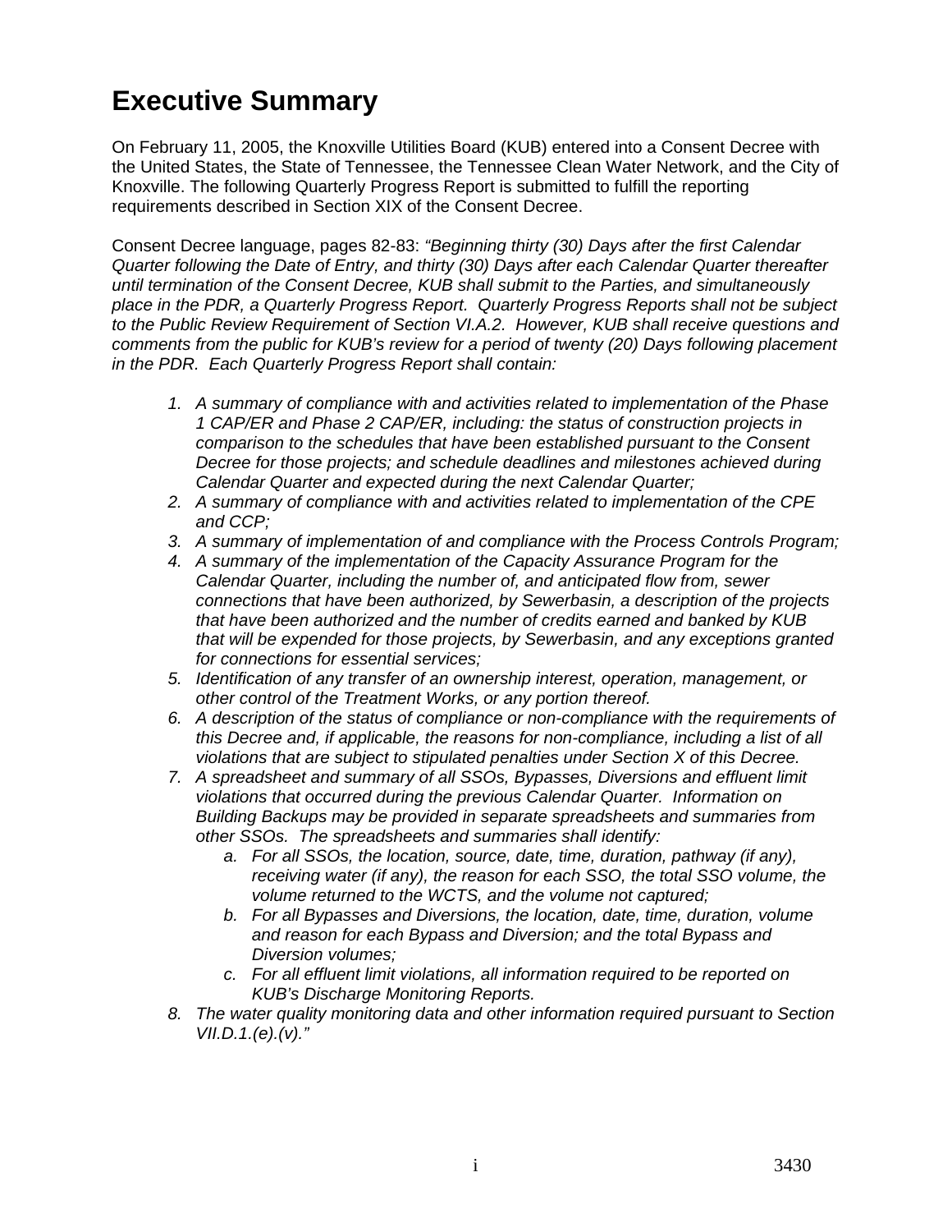# Executive Summary

On February 11, 2005, the Knoxville Utilities Board (KUB) entered into a Consent Decree with the United States, the State of Tennessee, the Tennessee Clean Water Network, and the City of Knoxville. The following Quarterly Progress Report is submitted to fulfill the reporting requirements described in Section XIX of the Consent Decree.

Consent Decree language, pages 82-83: *"Beginning thirty (30) Days after the first Calendar Quarter following the Date of Entry, and thirty (30) Days after each Calendar Quarter thereafter until termination of the Consent Decree, KUB shall submit to the Parties, and simultaneously place in the PDR, a Quarterly Progress Report. Quarterly Progress Reports shall not be subject to the Public Review Requirement of Section VI.A.2. However, KUB shall receive questions and comments from the public for KUB's review for a period of twenty (20) Days following placement in the PDR. Each Quarterly Progress Report shall contain:*

1. *A summary of compliance with and activities related to implementation of the Phase 1 CAP/ER and Phase 2 CAP/ER, including: the status of construction projects in comparison to the schedules that have been established pursuant to the Consent Decree for those projects; and schedule deadlines and milestones achieved during Calendar Quarter and expected during the next Calendar Quarter;*
2. *A summary of compliance with and activities related to implementation of the CPE and CCP;*
3. *A summary of implementation of and compliance with the Process Controls Program;*
4. *A summary of the implementation of the Capacity Assurance Program for the Calendar Quarter, including the number of, and anticipated flow from, sewer connections that have been authorized, by Sewerbasin, a description of the projects that have been authorized and the number of credits earned and banked by KUB that will be expended for those projects, by Sewerbasin, and any exceptions granted for connections for essential services;*
5. *Identification of any transfer of an ownership interest, operation, management, or other control of the Treatment Works, or any portion thereof.*
6. *A description of the status of compliance or non-compliance with the requirements of this Decree and, if applicable, the reasons for non-compliance, including a list of all violations that are subject to stipulated penalties under Section X of this Decree.*
7. *A spreadsheet and summary of all SSOs, Bypasses, Diversions and effluent limit violations that occurred during the previous Calendar Quarter. Information on Building Backups may be provided in separate spreadsheets and summaries from other SSOs. The spreadsheets and summaries shall identify:*
    a. *For all SSOs, the location, source, date, time, duration, pathway (if any), receiving water (if any), the reason for each SSO, the total SSO volume, the volume returned to the WCTS, and the volume not captured;*
    b. *For all Bypasses and Diversions, the location, date, time, duration, volume and reason for each Bypass and Diversion; and the total Bypass and Diversion volumes;*
    c. *For all effluent limit violations, all information required to be reported on KUB's Discharge Monitoring Reports.*
8. *The water quality monitoring data and other information required pursuant to Section VII.D.1.(e).(v)."*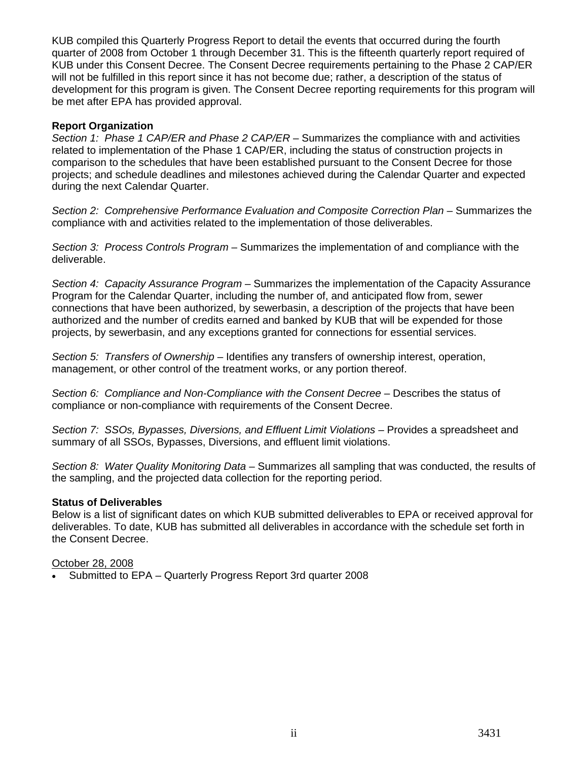KUB compiled this Quarterly Progress Report to detail the events that occurred during the fourth quarter of 2008 from October 1 through December 31. This is the fifteenth quarterly report required of KUB under this Consent Decree. The Consent Decree requirements pertaining to the Phase 2 CAP/ER will not be fulfilled in this report since it has not become due; rather, a description of the status of development for this program is given. The Consent Decree reporting requirements for this program will be met after EPA has provided approval.

**Report Organization**

*Section 1: Phase 1 CAP/ER and Phase 2 CAP/ER* – Summarizes the compliance with and activities related to implementation of the Phase 1 CAP/ER, including the status of construction projects in comparison to the schedules that have been established pursuant to the Consent Decree for those projects; and schedule deadlines and milestones achieved during the Calendar Quarter and expected during the next Calendar Quarter.

*Section 2: Comprehensive Performance Evaluation and Composite Correction Plan* – Summarizes the compliance with and activities related to the implementation of those deliverables.

*Section 3: Process Controls Program* – Summarizes the implementation of and compliance with the deliverable.

*Section 4: Capacity Assurance Program* – Summarizes the implementation of the Capacity Assurance Program for the Calendar Quarter, including the number of, and anticipated flow from, sewer connections that have been authorized, by sewerbasin, a description of the projects that have been authorized and the number of credits earned and banked by KUB that will be expended for those projects, by sewerbasin, and any exceptions granted for connections for essential services.

*Section 5: Transfers of Ownership* – Identifies any transfers of ownership interest, operation, management, or other control of the treatment works, or any portion thereof.

*Section 6: Compliance and Non-Compliance with the Consent Decree* – Describes the status of compliance or non-compliance with requirements of the Consent Decree.

*Section 7: SSOs, Bypasses, Diversions, and Effluent Limit Violations* – Provides a spreadsheet and summary of all SSOs, Bypasses, Diversions, and effluent limit violations.

*Section 8: Water Quality Monitoring Data* – Summarizes all sampling that was conducted, the results of the sampling, and the projected data collection for the reporting period.

**Status of Deliverables**

Below is a list of significant dates on which KUB submitted deliverables to EPA or received approval for deliverables. To date, KUB has submitted all deliverables in accordance with the schedule set forth in the Consent Decree.

<u>October 28, 2008</u>

- Submitted to EPA – Quarterly Progress Report 3rd quarter 2008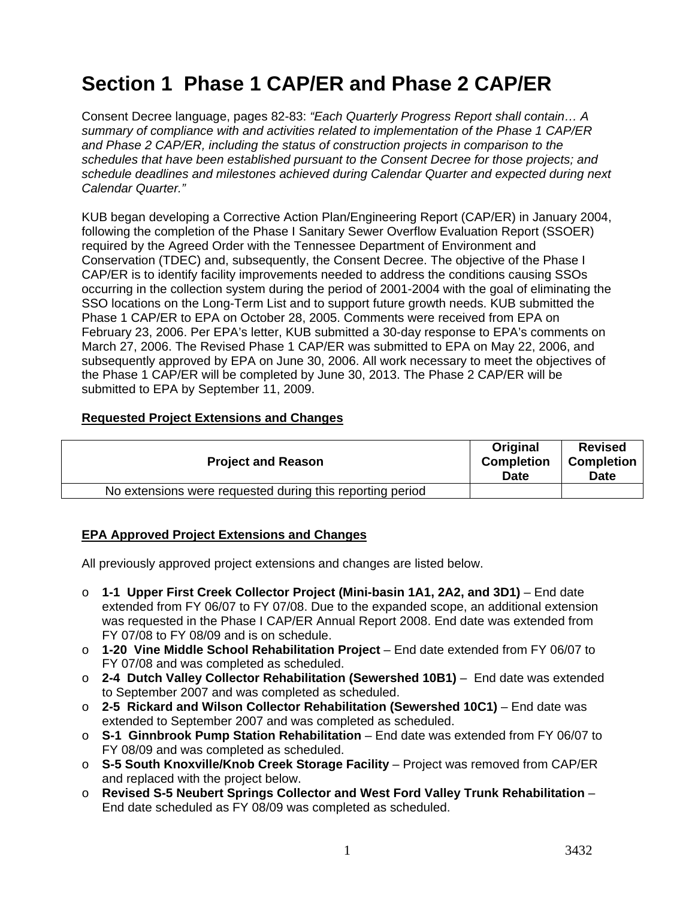# Section 1 Phase 1 CAP/ER and Phase 2 CAP/ER

Consent Decree language, pages 82-83: *"Each Quarterly Progress Report shall contain… A summary of compliance with and activities related to implementation of the Phase 1 CAP/ER and Phase 2 CAP/ER, including the status of construction projects in comparison to the schedules that have been established pursuant to the Consent Decree for those projects; and schedule deadlines and milestones achieved during Calendar Quarter and expected during next Calendar Quarter."*

KUB began developing a Corrective Action Plan/Engineering Report (CAP/ER) in January 2004, following the completion of the Phase I Sanitary Sewer Overflow Evaluation Report (SSOER) required by the Agreed Order with the Tennessee Department of Environment and Conservation (TDEC) and, subsequently, the Consent Decree. The objective of the Phase I CAP/ER is to identify facility improvements needed to address the conditions causing SSOs occurring in the collection system during the period of 2001-2004 with the goal of eliminating the SSO locations on the Long-Term List and to support future growth needs. KUB submitted the Phase 1 CAP/ER to EPA on October 28, 2005. Comments were received from EPA on February 23, 2006. Per EPA's letter, KUB submitted a 30-day response to EPA's comments on March 27, 2006. The Revised Phase 1 CAP/ER was submitted to EPA on May 22, 2006, and subsequently approved by EPA on June 30, 2006. All work necessary to meet the objectives of the Phase 1 CAP/ER will be completed by June 30, 2013. The Phase 2 CAP/ER will be submitted to EPA by September 11, 2009.

**Requested Project Extensions and Changes**

| Project and Reason | Original Completion Date | Revised Completion Date |
|---|---|---|
| No extensions were requested during this reporting period | | |

**EPA Approved Project Extensions and Changes**

All previously approved project extensions and changes are listed below.

- **1-1 Upper First Creek Collector Project (Mini-basin 1A1, 2A2, and 3D1)** – End date extended from FY 06/07 to FY 07/08. Due to the expanded scope, an additional extension was requested in the Phase I CAP/ER Annual Report 2008. End date was extended from FY 07/08 to FY 08/09 and is on schedule.
- **1-20 Vine Middle School Rehabilitation Project** – End date extended from FY 06/07 to FY 07/08 and was completed as scheduled.
- **2-4 Dutch Valley Collector Rehabilitation (Sewershed 10B1)** – End date was extended to September 2007 and was completed as scheduled.
- **2-5 Rickard and Wilson Collector Rehabilitation (Sewershed 10C1)** – End date was extended to September 2007 and was completed as scheduled.
- **S-1 Ginnbrook Pump Station Rehabilitation** – End date was extended from FY 06/07 to FY 08/09 and was completed as scheduled.
- **S-5 South Knoxville/Knob Creek Storage Facility** – Project was removed from CAP/ER and replaced with the project below.
- **Revised S-5 Neubert Springs Collector and West Ford Valley Trunk Rehabilitation** – End date scheduled as FY 08/09 was completed as scheduled.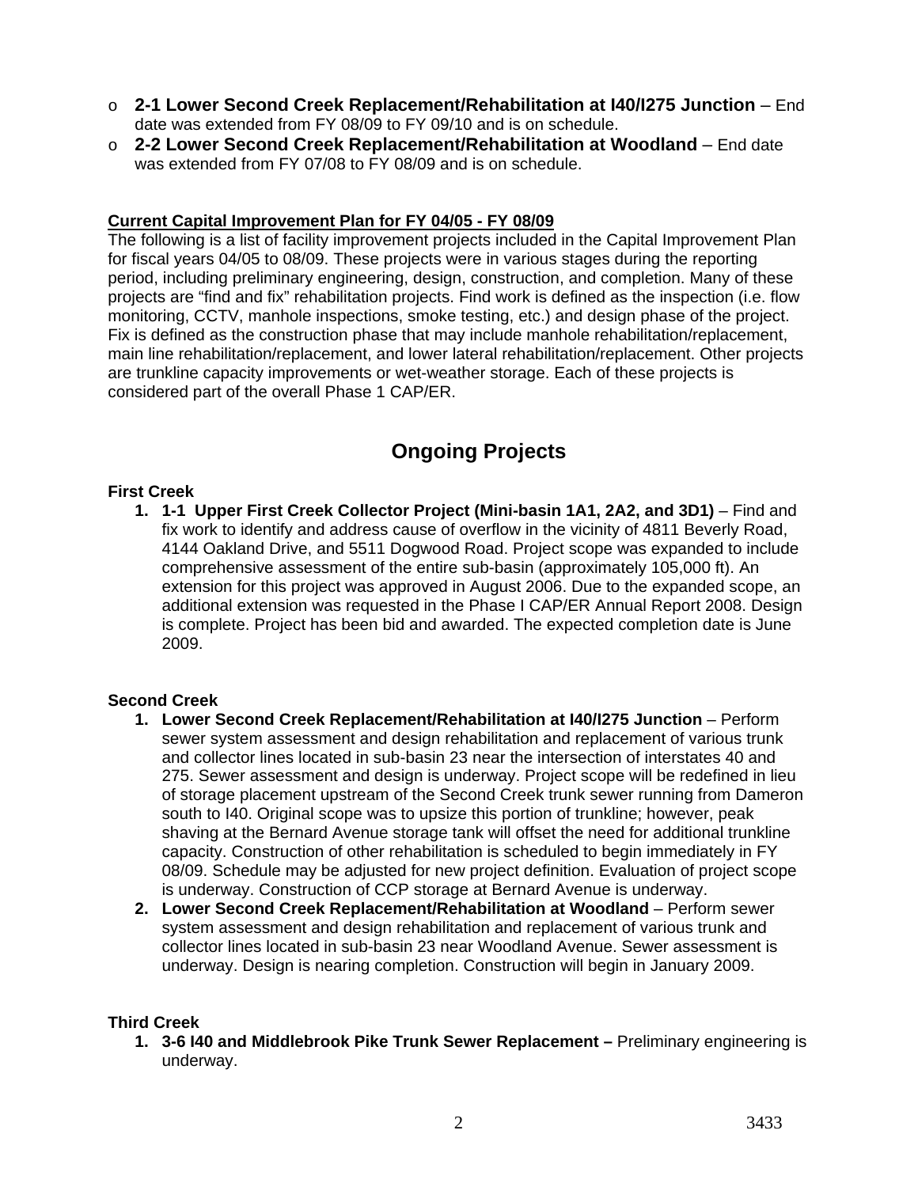- **2-1 Lower Second Creek Replacement/Rehabilitation at I40/I275 Junction** – End date was extended from FY 08/09 to FY 09/10 and is on schedule.
- **2-2 Lower Second Creek Replacement/Rehabilitation at Woodland** – End date was extended from FY 07/08 to FY 08/09 and is on schedule.

**Current Capital Improvement Plan for FY 04/05 - FY 08/09**

The following is a list of facility improvement projects included in the Capital Improvement Plan for fiscal years 04/05 to 08/09. These projects were in various stages during the reporting period, including preliminary engineering, design, construction, and completion. Many of these projects are "find and fix" rehabilitation projects. Find work is defined as the inspection (i.e. flow monitoring, CCTV, manhole inspections, smoke testing, etc.) and design phase of the project. Fix is defined as the construction phase that may include manhole rehabilitation/replacement, main line rehabilitation/replacement, and lower lateral rehabilitation/replacement. Other projects are trunkline capacity improvements or wet-weather storage. Each of these projects is considered part of the overall Phase 1 CAP/ER.

# Ongoing Projects

**First Creek**

1. **1-1 Upper First Creek Collector Project (Mini-basin 1A1, 2A2, and 3D1)** – Find and fix work to identify and address cause of overflow in the vicinity of 4811 Beverly Road, 4144 Oakland Drive, and 5511 Dogwood Road. Project scope was expanded to include comprehensive assessment of the entire sub-basin (approximately 105,000 ft). An extension for this project was approved in August 2006. Due to the expanded scope, an additional extension was requested in the Phase I CAP/ER Annual Report 2008. Design is complete. Project has been bid and awarded. The expected completion date is June 2009.

**Second Creek**

1. **Lower Second Creek Replacement/Rehabilitation at I40/I275 Junction** – Perform sewer system assessment and design rehabilitation and replacement of various trunk and collector lines located in sub-basin 23 near the intersection of interstates 40 and 275. Sewer assessment and design is underway. Project scope will be redefined in lieu of storage placement upstream of the Second Creek trunk sewer running from Dameron south to I40. Original scope was to upsize this portion of trunkline; however, peak shaving at the Bernard Avenue storage tank will offset the need for additional trunkline capacity. Construction of other rehabilitation is scheduled to begin immediately in FY 08/09. Schedule may be adjusted for new project definition. Evaluation of project scope is underway. Construction of CCP storage at Bernard Avenue is underway.
2. **Lower Second Creek Replacement/Rehabilitation at Woodland** – Perform sewer system assessment and design rehabilitation and replacement of various trunk and collector lines located in sub-basin 23 near Woodland Avenue. Sewer assessment is underway. Design is nearing completion. Construction will begin in January 2009.

**Third Creek**

1. **3-6 I40 and Middlebrook Pike Trunk Sewer Replacement –** Preliminary engineering is underway.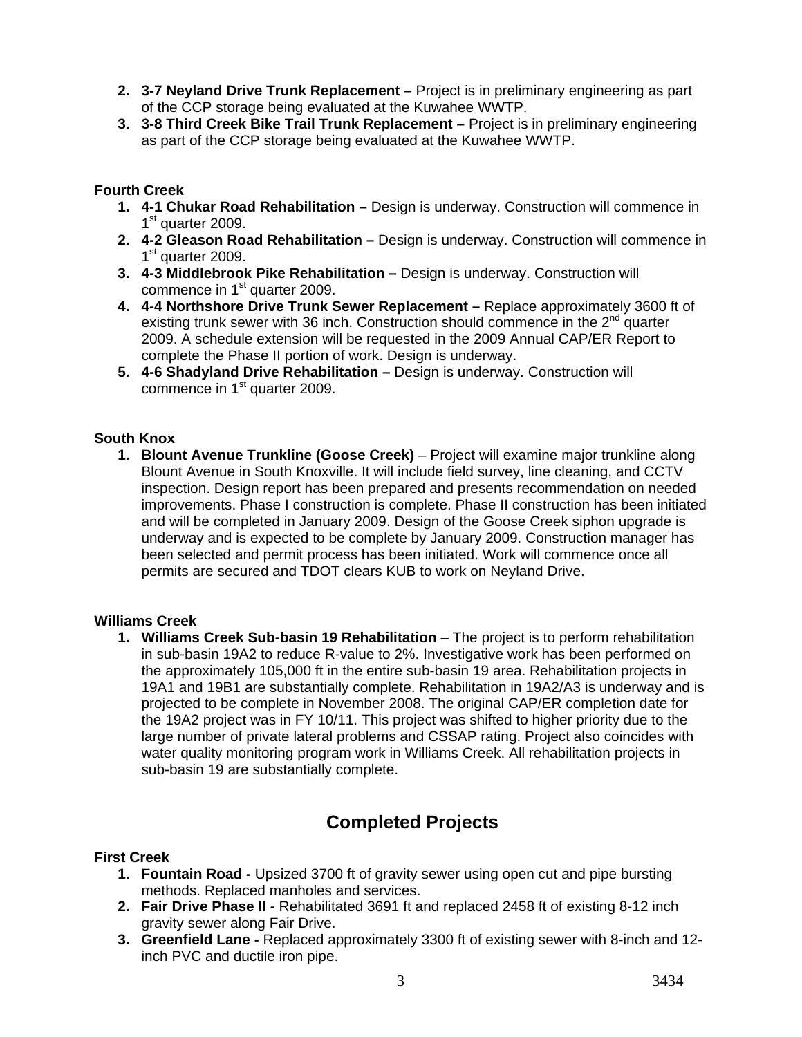2. **3-7 Neyland Drive Trunk Replacement –** Project is in preliminary engineering as part of the CCP storage being evaluated at the Kuwahee WWTP.
3. **3-8 Third Creek Bike Trail Trunk Replacement –** Project is in preliminary engineering as part of the CCP storage being evaluated at the Kuwahee WWTP.

**Fourth Creek**

1. **4-1 Chukar Road Rehabilitation –** Design is underway. Construction will commence in 1st quarter 2009.
2. **4-2 Gleason Road Rehabilitation –** Design is underway. Construction will commence in 1st quarter 2009.
3. **4-3 Middlebrook Pike Rehabilitation –** Design is underway. Construction will commence in 1st quarter 2009.
4. **4-4 Northshore Drive Trunk Sewer Replacement –** Replace approximately 3600 ft of existing trunk sewer with 36 inch. Construction should commence in the 2nd quarter 2009. A schedule extension will be requested in the 2009 Annual CAP/ER Report to complete the Phase II portion of work. Design is underway.
5. **4-6 Shadyland Drive Rehabilitation –** Design is underway. Construction will commence in 1st quarter 2009.

**South Knox**

1. **Blount Avenue Trunkline (Goose Creek)** – Project will examine major trunkline along Blount Avenue in South Knoxville. It will include field survey, line cleaning, and CCTV inspection. Design report has been prepared and presents recommendation on needed improvements. Phase I construction is complete. Phase II construction has been initiated and will be completed in January 2009. Design of the Goose Creek siphon upgrade is underway and is expected to be complete by January 2009. Construction manager has been selected and permit process has been initiated. Work will commence once all permits are secured and TDOT clears KUB to work on Neyland Drive.

**Williams Creek**

1. **Williams Creek Sub-basin 19 Rehabilitation** – The project is to perform rehabilitation in sub-basin 19A2 to reduce R-value to 2%. Investigative work has been performed on the approximately 105,000 ft in the entire sub-basin 19 area. Rehabilitation projects in 19A1 and 19B1 are substantially complete. Rehabilitation in 19A2/A3 is underway and is projected to be complete in November 2008. The original CAP/ER completion date for the 19A2 project was in FY 10/11. This project was shifted to higher priority due to the large number of private lateral problems and CSSAP rating. Project also coincides with water quality monitoring program work in Williams Creek. All rehabilitation projects in sub-basin 19 are substantially complete.

## Completed Projects

**First Creek**

1. **Fountain Road -** Upsized 3700 ft of gravity sewer using open cut and pipe bursting methods. Replaced manholes and services.
2. **Fair Drive Phase II -** Rehabilitated 3691 ft and replaced 2458 ft of existing 8-12 inch gravity sewer along Fair Drive.
3. **Greenfield Lane -** Replaced approximately 3300 ft of existing sewer with 8-inch and 12-inch PVC and ductile iron pipe.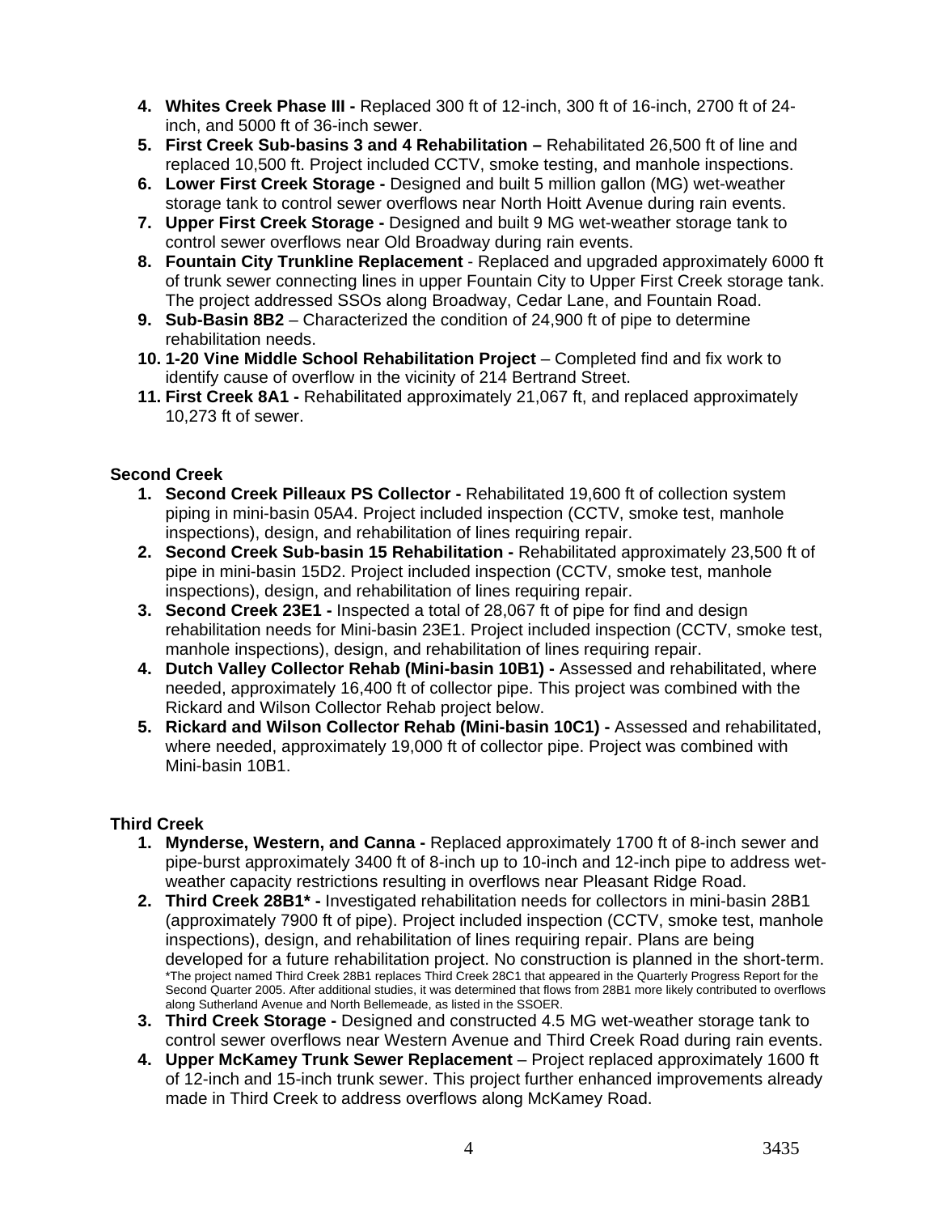4. **Whites Creek Phase III -** Replaced 300 ft of 12-inch, 300 ft of 16-inch, 2700 ft of 24-inch, and 5000 ft of 36-inch sewer.
5. **First Creek Sub-basins 3 and 4 Rehabilitation –** Rehabilitated 26,500 ft of line and replaced 10,500 ft. Project included CCTV, smoke testing, and manhole inspections.
6. **Lower First Creek Storage -** Designed and built 5 million gallon (MG) wet-weather storage tank to control sewer overflows near North Hoitt Avenue during rain events.
7. **Upper First Creek Storage -** Designed and built 9 MG wet-weather storage tank to control sewer overflows near Old Broadway during rain events.
8. **Fountain City Trunkline Replacement** - Replaced and upgraded approximately 6000 ft of trunk sewer connecting lines in upper Fountain City to Upper First Creek storage tank. The project addressed SSOs along Broadway, Cedar Lane, and Fountain Road.
9. **Sub-Basin 8B2** – Characterized the condition of 24,900 ft of pipe to determine rehabilitation needs.
10. **1-20 Vine Middle School Rehabilitation Project** – Completed find and fix work to identify cause of overflow in the vicinity of 214 Bertrand Street.
11. **First Creek 8A1 -** Rehabilitated approximately 21,067 ft, and replaced approximately 10,273 ft of sewer.

**Second Creek**

1. **Second Creek Pilleaux PS Collector -** Rehabilitated 19,600 ft of collection system piping in mini-basin 05A4. Project included inspection (CCTV, smoke test, manhole inspections), design, and rehabilitation of lines requiring repair.
2. **Second Creek Sub-basin 15 Rehabilitation -** Rehabilitated approximately 23,500 ft of pipe in mini-basin 15D2. Project included inspection (CCTV, smoke test, manhole inspections), design, and rehabilitation of lines requiring repair.
3. **Second Creek 23E1 -** Inspected a total of 28,067 ft of pipe for find and design rehabilitation needs for Mini-basin 23E1. Project included inspection (CCTV, smoke test, manhole inspections), design, and rehabilitation of lines requiring repair.
4. **Dutch Valley Collector Rehab (Mini-basin 10B1) -** Assessed and rehabilitated, where needed, approximately 16,400 ft of collector pipe. This project was combined with the Rickard and Wilson Collector Rehab project below.
5. **Rickard and Wilson Collector Rehab (Mini-basin 10C1) -** Assessed and rehabilitated, where needed, approximately 19,000 ft of collector pipe. Project was combined with Mini-basin 10B1.

**Third Creek**

1. **Mynderse, Western, and Canna -** Replaced approximately 1700 ft of 8-inch sewer and pipe-burst approximately 3400 ft of 8-inch up to 10-inch and 12-inch pipe to address wet-weather capacity restrictions resulting in overflows near Pleasant Ridge Road.
2. **Third Creek 28B1* -** Investigated rehabilitation needs for collectors in mini-basin 28B1 (approximately 7900 ft of pipe). Project included inspection (CCTV, smoke test, manhole inspections), design, and rehabilitation of lines requiring repair. Plans are being developed for a future rehabilitation project. No construction is planned in the short-term.
   *The project named Third Creek 28B1 replaces Third Creek 28C1 that appeared in the Quarterly Progress Report for the Second Quarter 2005. After additional studies, it was determined that flows from 28B1 more likely contributed to overflows along Sutherland Avenue and North Bellemeade, as listed in the SSOER.
3. **Third Creek Storage -** Designed and constructed 4.5 MG wet-weather storage tank to control sewer overflows near Western Avenue and Third Creek Road during rain events.
4. **Upper McKamey Trunk Sewer Replacement** – Project replaced approximately 1600 ft of 12-inch and 15-inch trunk sewer. This project further enhanced improvements already made in Third Creek to address overflows along McKamey Road.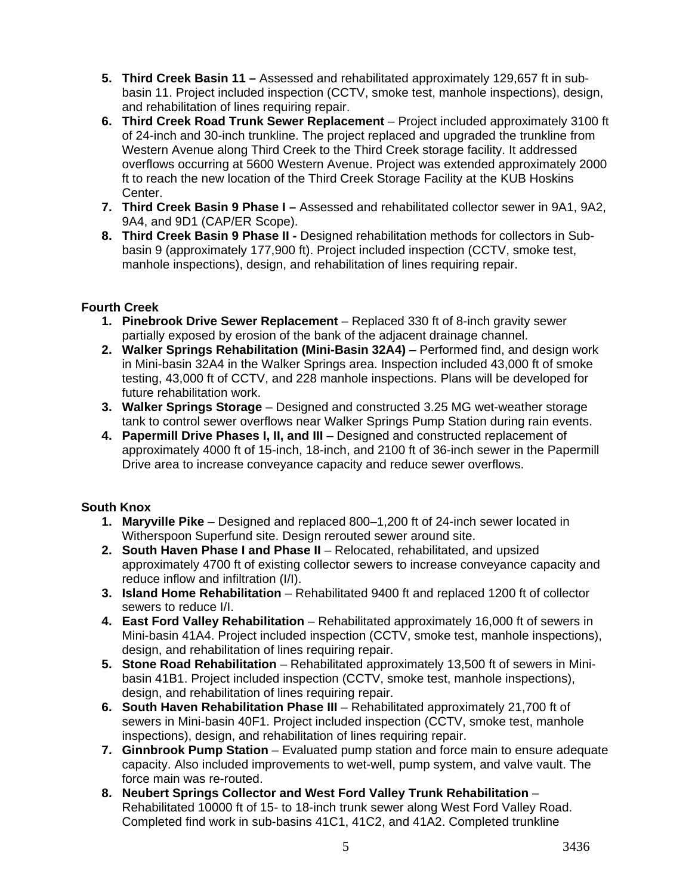5. **Third Creek Basin 11 –** Assessed and rehabilitated approximately 129,657 ft in sub-basin 11. Project included inspection (CCTV, smoke test, manhole inspections), design, and rehabilitation of lines requiring repair.
6. **Third Creek Road Trunk Sewer Replacement** – Project included approximately 3100 ft of 24-inch and 30-inch trunkline. The project replaced and upgraded the trunkline from Western Avenue along Third Creek to the Third Creek storage facility. It addressed overflows occurring at 5600 Western Avenue. Project was extended approximately 2000 ft to reach the new location of the Third Creek Storage Facility at the KUB Hoskins Center.
7. **Third Creek Basin 9 Phase I –** Assessed and rehabilitated collector sewer in 9A1, 9A2, 9A4, and 9D1 (CAP/ER Scope).
8. **Third Creek Basin 9 Phase II -** Designed rehabilitation methods for collectors in Sub-basin 9 (approximately 177,900 ft). Project included inspection (CCTV, smoke test, manhole inspections), design, and rehabilitation of lines requiring repair.

**Fourth Creek**

1. **Pinebrook Drive Sewer Replacement** – Replaced 330 ft of 8-inch gravity sewer partially exposed by erosion of the bank of the adjacent drainage channel.
2. **Walker Springs Rehabilitation (Mini-Basin 32A4)** – Performed find, and design work in Mini-basin 32A4 in the Walker Springs area. Inspection included 43,000 ft of smoke testing, 43,000 ft of CCTV, and 228 manhole inspections. Plans will be developed for future rehabilitation work.
3. **Walker Springs Storage** – Designed and constructed 3.25 MG wet-weather storage tank to control sewer overflows near Walker Springs Pump Station during rain events.
4. **Papermill Drive Phases I, II, and III** – Designed and constructed replacement of approximately 4000 ft of 15-inch, 18-inch, and 2100 ft of 36-inch sewer in the Papermill Drive area to increase conveyance capacity and reduce sewer overflows.

**South Knox**

1. **Maryville Pike** – Designed and replaced 800–1,200 ft of 24-inch sewer located in Witherspoon Superfund site. Design rerouted sewer around site.
2. **South Haven Phase I and Phase II** – Relocated, rehabilitated, and upsized approximately 4700 ft of existing collector sewers to increase conveyance capacity and reduce inflow and infiltration (I/I).
3. **Island Home Rehabilitation** – Rehabilitated 9400 ft and replaced 1200 ft of collector sewers to reduce I/I.
4. **East Ford Valley Rehabilitation** – Rehabilitated approximately 16,000 ft of sewers in Mini-basin 41A4. Project included inspection (CCTV, smoke test, manhole inspections), design, and rehabilitation of lines requiring repair.
5. **Stone Road Rehabilitation** – Rehabilitated approximately 13,500 ft of sewers in Mini-basin 41B1. Project included inspection (CCTV, smoke test, manhole inspections), design, and rehabilitation of lines requiring repair.
6. **South Haven Rehabilitation Phase III** – Rehabilitated approximately 21,700 ft of sewers in Mini-basin 40F1. Project included inspection (CCTV, smoke test, manhole inspections), design, and rehabilitation of lines requiring repair.
7. **Ginnbrook Pump Station** – Evaluated pump station and force main to ensure adequate capacity. Also included improvements to wet-well, pump system, and valve vault. The force main was re-routed.
8. **Neubert Springs Collector and West Ford Valley Trunk Rehabilitation** – Rehabilitated 10000 ft of 15- to 18-inch trunk sewer along West Ford Valley Road. Completed find work in sub-basins 41C1, 41C2, and 41A2. Completed trunkline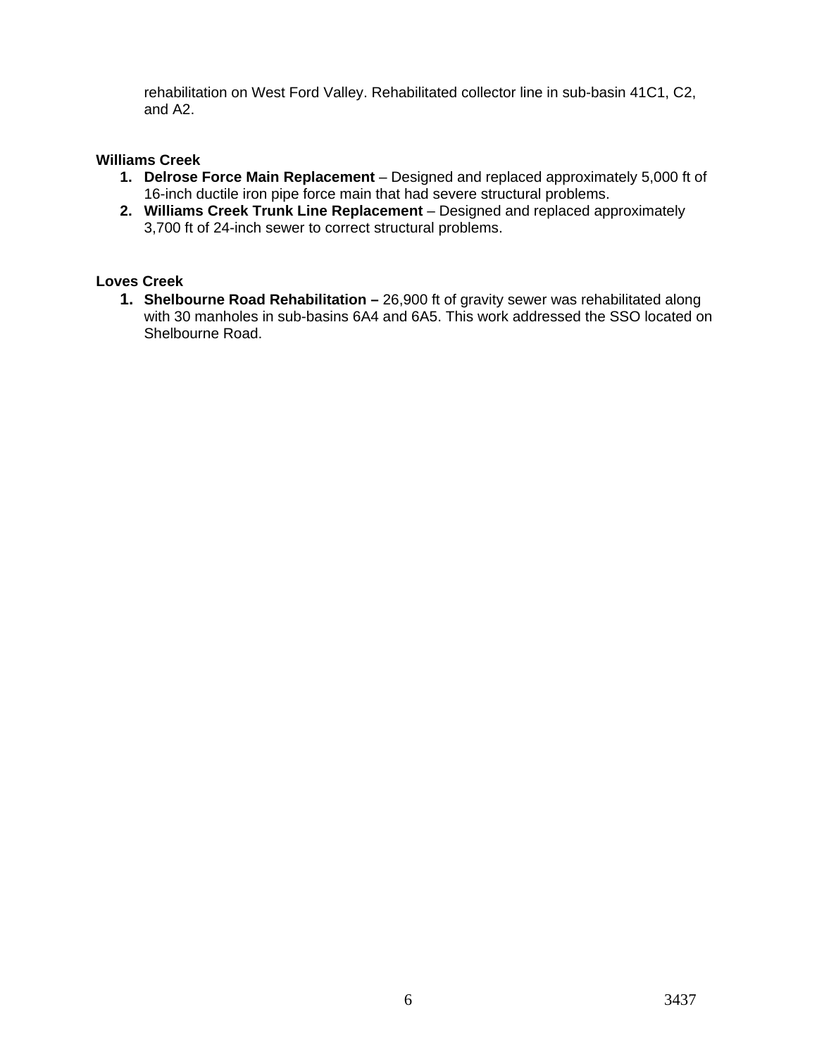rehabilitation on West Ford Valley. Rehabilitated collector line in sub-basin 41C1, C2, and A2.

**Williams Creek**

1. **Delrose Force Main Replacement** – Designed and replaced approximately 5,000 ft of 16-inch ductile iron pipe force main that had severe structural problems.
2. **Williams Creek Trunk Line Replacement** – Designed and replaced approximately 3,700 ft of 24-inch sewer to correct structural problems.

**Loves Creek**

1. **Shelbourne Road Rehabilitation –** 26,900 ft of gravity sewer was rehabilitated along with 30 manholes in sub-basins 6A4 and 6A5. This work addressed the SSO located on Shelbourne Road.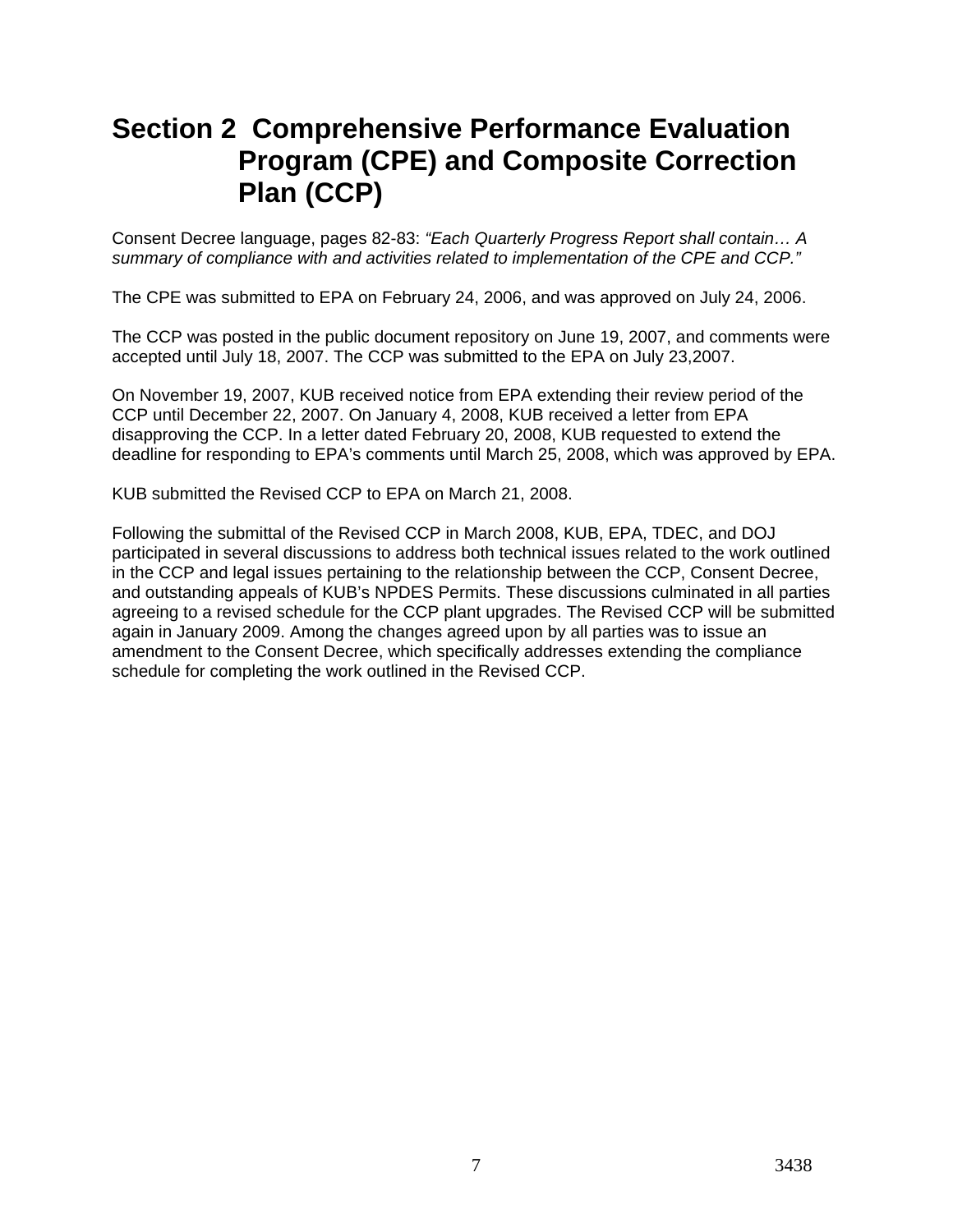# Section 2 Comprehensive Performance Evaluation Program (CPE) and Composite Correction Plan (CCP)

Consent Decree language, pages 82-83: *"Each Quarterly Progress Report shall contain… A summary of compliance with and activities related to implementation of the CPE and CCP."*

The CPE was submitted to EPA on February 24, 2006, and was approved on July 24, 2006.

The CCP was posted in the public document repository on June 19, 2007, and comments were accepted until July 18, 2007. The CCP was submitted to the EPA on July 23,2007.

On November 19, 2007, KUB received notice from EPA extending their review period of the CCP until December 22, 2007. On January 4, 2008, KUB received a letter from EPA disapproving the CCP. In a letter dated February 20, 2008, KUB requested to extend the deadline for responding to EPA's comments until March 25, 2008, which was approved by EPA.

KUB submitted the Revised CCP to EPA on March 21, 2008.

Following the submittal of the Revised CCP in March 2008, KUB, EPA, TDEC, and DOJ participated in several discussions to address both technical issues related to the work outlined in the CCP and legal issues pertaining to the relationship between the CCP, Consent Decree, and outstanding appeals of KUB's NPDES Permits. These discussions culminated in all parties agreeing to a revised schedule for the CCP plant upgrades. The Revised CCP will be submitted again in January 2009. Among the changes agreed upon by all parties was to issue an amendment to the Consent Decree, which specifically addresses extending the compliance schedule for completing the work outlined in the Revised CCP.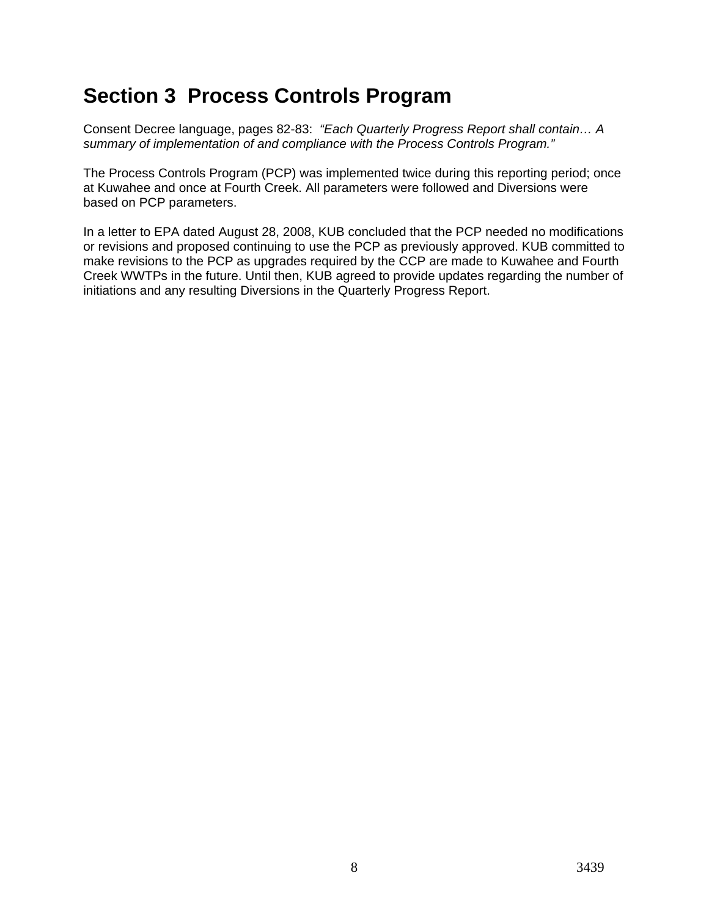# Section 3 Process Controls Program

Consent Decree language, pages 82-83: *"Each Quarterly Progress Report shall contain… A summary of implementation of and compliance with the Process Controls Program."*

The Process Controls Program (PCP) was implemented twice during this reporting period; once at Kuwahee and once at Fourth Creek. All parameters were followed and Diversions were based on PCP parameters.

In a letter to EPA dated August 28, 2008, KUB concluded that the PCP needed no modifications or revisions and proposed continuing to use the PCP as previously approved. KUB committed to make revisions to the PCP as upgrades required by the CCP are made to Kuwahee and Fourth Creek WWTPs in the future. Until then, KUB agreed to provide updates regarding the number of initiations and any resulting Diversions in the Quarterly Progress Report.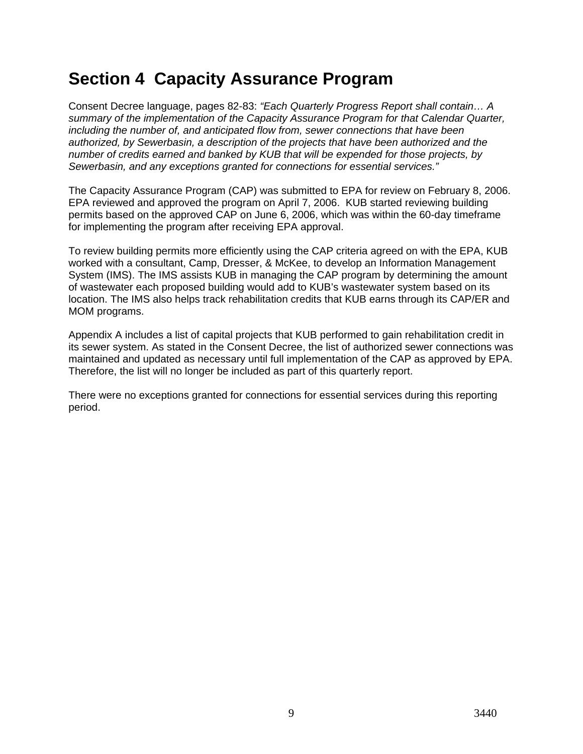# Section 4 Capacity Assurance Program

Consent Decree language, pages 82-83: *"Each Quarterly Progress Report shall contain… A summary of the implementation of the Capacity Assurance Program for that Calendar Quarter, including the number of, and anticipated flow from, sewer connections that have been authorized, by Sewerbasin, a description of the projects that have been authorized and the number of credits earned and banked by KUB that will be expended for those projects, by Sewerbasin, and any exceptions granted for connections for essential services."*

The Capacity Assurance Program (CAP) was submitted to EPA for review on February 8, 2006. EPA reviewed and approved the program on April 7, 2006. KUB started reviewing building permits based on the approved CAP on June 6, 2006, which was within the 60-day timeframe for implementing the program after receiving EPA approval.

To review building permits more efficiently using the CAP criteria agreed on with the EPA, KUB worked with a consultant, Camp, Dresser, & McKee, to develop an Information Management System (IMS). The IMS assists KUB in managing the CAP program by determining the amount of wastewater each proposed building would add to KUB's wastewater system based on its location. The IMS also helps track rehabilitation credits that KUB earns through its CAP/ER and MOM programs.

Appendix A includes a list of capital projects that KUB performed to gain rehabilitation credit in its sewer system. As stated in the Consent Decree, the list of authorized sewer connections was maintained and updated as necessary until full implementation of the CAP as approved by EPA. Therefore, the list will no longer be included as part of this quarterly report.

There were no exceptions granted for connections for essential services during this reporting period.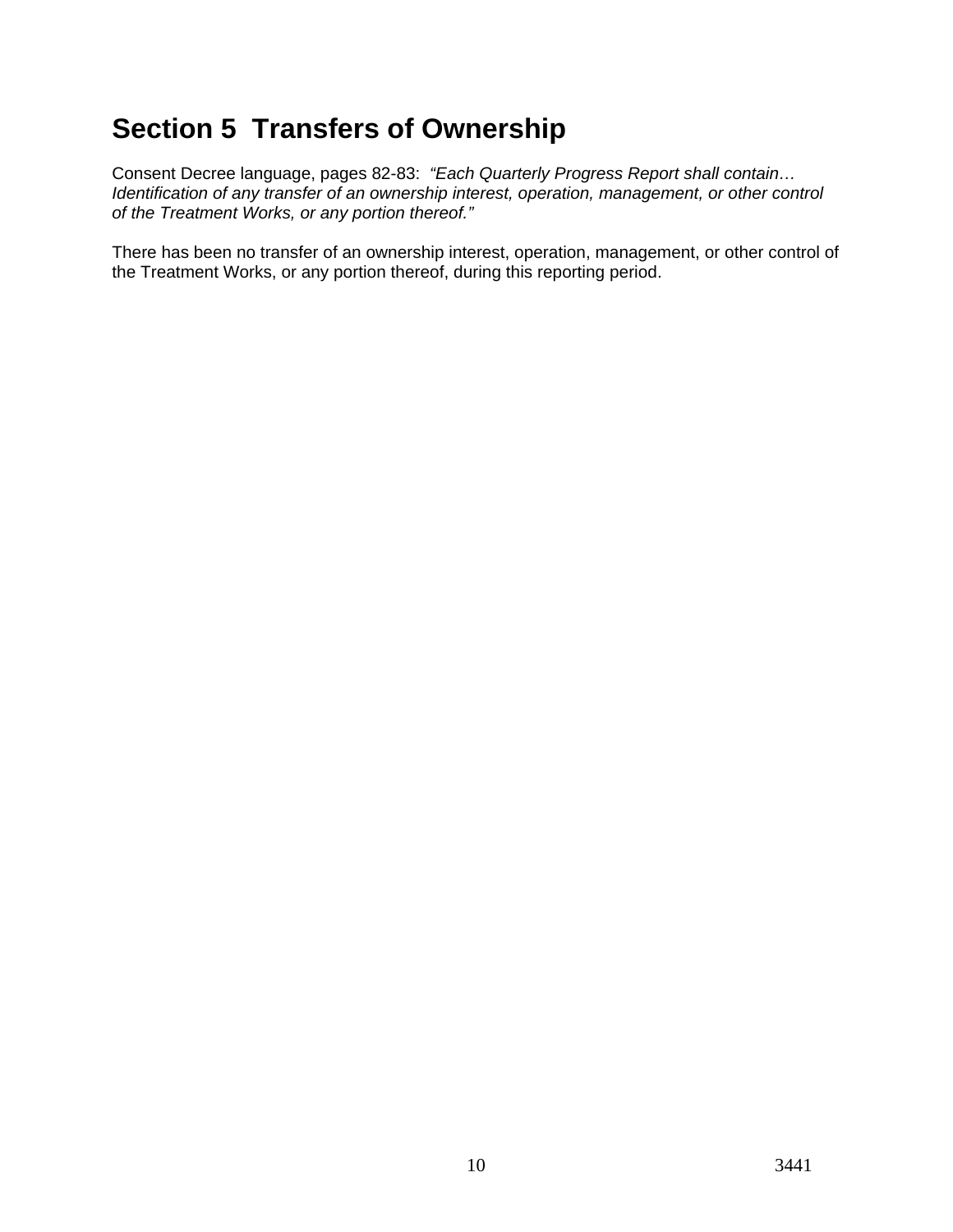# Section 5  Transfers of Ownership

Consent Decree language, pages 82-83:  *"Each Quarterly Progress Report shall contain… Identification of any transfer of an ownership interest, operation, management, or other control of the Treatment Works, or any portion thereof."*

There has been no transfer of an ownership interest, operation, management, or other control of the Treatment Works, or any portion thereof, during this reporting period.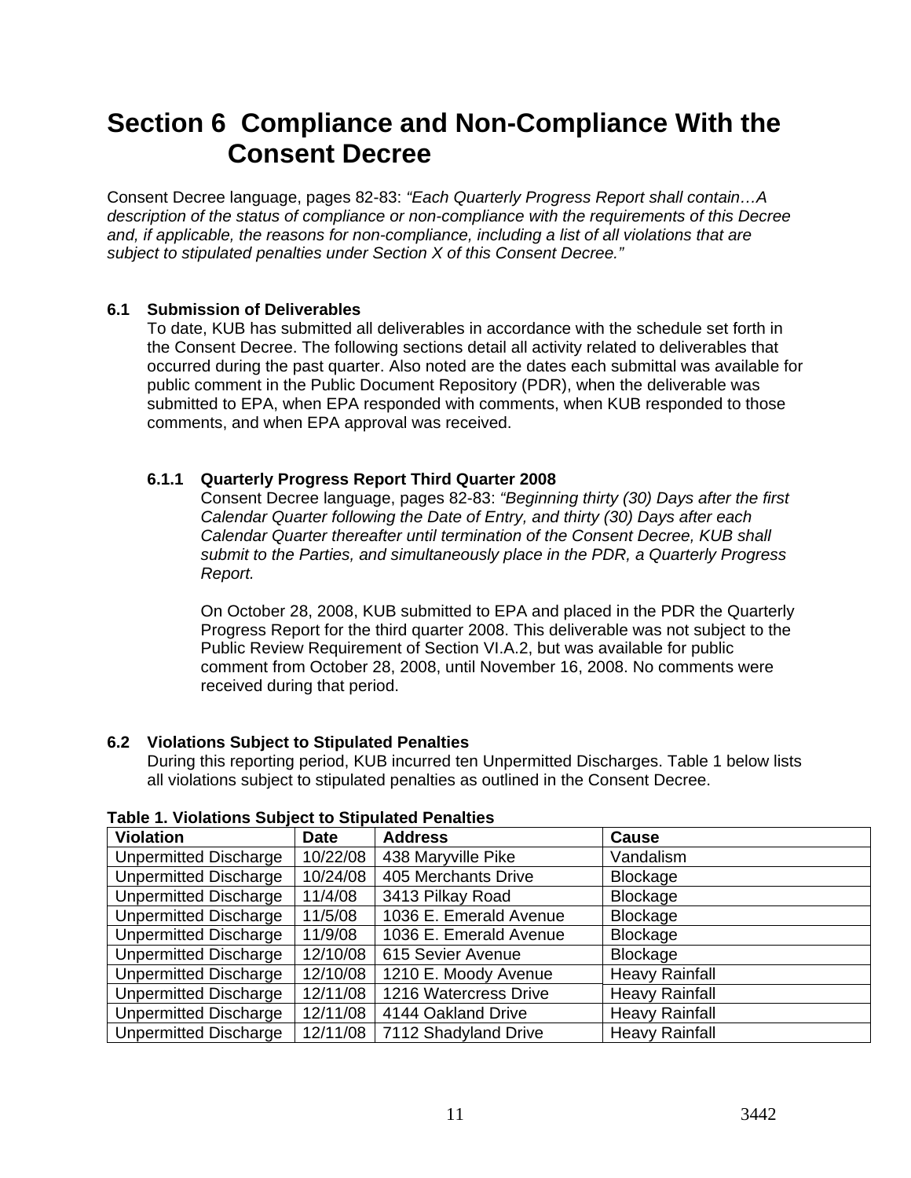// Section 6  Compliance and Non-Compliance With the Consent Decree

# Section 6  Compliance and Non-Compliance With the Consent Decree

Consent Decree language, pages 82-83: *"Each Quarterly Progress Report shall contain…A description of the status of compliance or non-compliance with the requirements of this Decree and, if applicable, the reasons for non-compliance, including a list of all violations that are subject to stipulated penalties under Section X of this Consent Decree."*

## 6.1 Submission of Deliverables

To date, KUB has submitted all deliverables in accordance with the schedule set forth in the Consent Decree. The following sections detail all activity related to deliverables that occurred during the past quarter. Also noted are the dates each submittal was available for public comment in the Public Document Repository (PDR), when the deliverable was submitted to EPA, when EPA responded with comments, when KUB responded to those comments, and when EPA approval was received.

### 6.1.1 Quarterly Progress Report Third Quarter 2008

Consent Decree language, pages 82-83: *"Beginning thirty (30) Days after the first Calendar Quarter following the Date of Entry, and thirty (30) Days after each Calendar Quarter thereafter until termination of the Consent Decree, KUB shall submit to the Parties, and simultaneously place in the PDR, a Quarterly Progress Report.*

On October 28, 2008, KUB submitted to EPA and placed in the PDR the Quarterly Progress Report for the third quarter 2008. This deliverable was not subject to the Public Review Requirement of Section VI.A.2, but was available for public comment from October 28, 2008, until November 16, 2008. No comments were received during that period.

## 6.2 Violations Subject to Stipulated Penalties

During this reporting period, KUB incurred ten Unpermitted Discharges. Table 1 below lists all violations subject to stipulated penalties as outlined in the Consent Decree.

**Table 1. Violations Subject to Stipulated Penalties**

| Violation | Date | Address | Cause |
|---|---|---|---|
| Unpermitted Discharge | 10/22/08 | 438 Maryville Pike | Vandalism |
| Unpermitted Discharge | 10/24/08 | 405 Merchants Drive | Blockage |
| Unpermitted Discharge | 11/4/08 | 3413 Pilkay Road | Blockage |
| Unpermitted Discharge | 11/5/08 | 1036 E. Emerald Avenue | Blockage |
| Unpermitted Discharge | 11/9/08 | 1036 E. Emerald Avenue | Blockage |
| Unpermitted Discharge | 12/10/08 | 615 Sevier Avenue | Blockage |
| Unpermitted Discharge | 12/10/08 | 1210 E. Moody Avenue | Heavy Rainfall |
| Unpermitted Discharge | 12/11/08 | 1216 Watercress Drive | Heavy Rainfall |
| Unpermitted Discharge | 12/11/08 | 4144 Oakland Drive | Heavy Rainfall |
| Unpermitted Discharge | 12/11/08 | 7112 Shadyland Drive | Heavy Rainfall |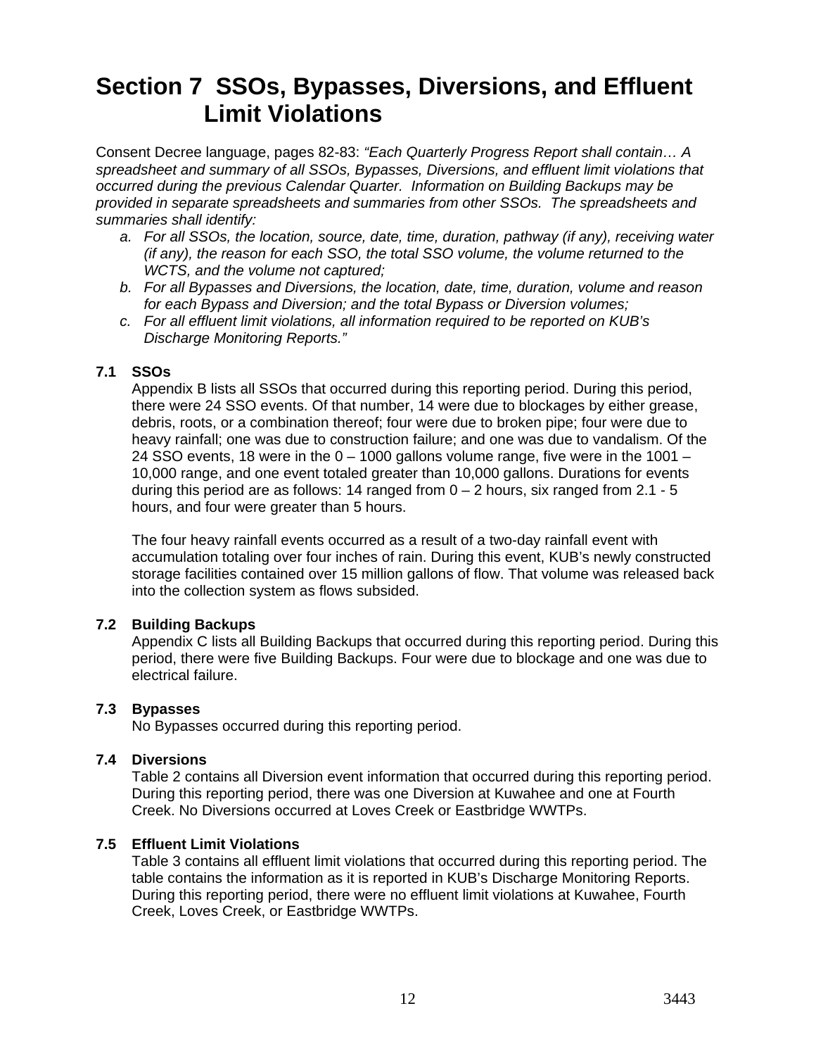# Section 7 SSOs, Bypasses, Diversions, and Effluent Limit Violations

Consent Decree language, pages 82-83: *"Each Quarterly Progress Report shall contain… A spreadsheet and summary of all SSOs, Bypasses, Diversions, and effluent limit violations that occurred during the previous Calendar Quarter. Information on Building Backups may be provided in separate spreadsheets and summaries from other SSOs. The spreadsheets and summaries shall identify:*

- a. *For all SSOs, the location, source, date, time, duration, pathway (if any), receiving water (if any), the reason for each SSO, the total SSO volume, the volume returned to the WCTS, and the volume not captured;*
- b. *For all Bypasses and Diversions, the location, date, time, duration, volume and reason for each Bypass and Diversion; and the total Bypass or Diversion volumes;*
- c. *For all effluent limit violations, all information required to be reported on KUB's Discharge Monitoring Reports."*

## 7.1 SSOs

Appendix B lists all SSOs that occurred during this reporting period. During this period, there were 24 SSO events. Of that number, 14 were due to blockages by either grease, debris, roots, or a combination thereof; four were due to broken pipe; four were due to heavy rainfall; one was due to construction failure; and one was due to vandalism. Of the 24 SSO events, 18 were in the 0 – 1000 gallons volume range, five were in the 1001 – 10,000 range, and one event totaled greater than 10,000 gallons. Durations for events during this period are as follows: 14 ranged from 0 – 2 hours, six ranged from 2.1 - 5 hours, and four were greater than 5 hours.

The four heavy rainfall events occurred as a result of a two-day rainfall event with accumulation totaling over four inches of rain. During this event, KUB's newly constructed storage facilities contained over 15 million gallons of flow. That volume was released back into the collection system as flows subsided.

## 7.2 Building Backups

Appendix C lists all Building Backups that occurred during this reporting period. During this period, there were five Building Backups. Four were due to blockage and one was due to electrical failure.

## 7.3 Bypasses

No Bypasses occurred during this reporting period.

## 7.4 Diversions

Table 2 contains all Diversion event information that occurred during this reporting period. During this reporting period, there was one Diversion at Kuwahee and one at Fourth Creek. No Diversions occurred at Loves Creek or Eastbridge WWTPs.

## 7.5 Effluent Limit Violations

Table 3 contains all effluent limit violations that occurred during this reporting period. The table contains the information as it is reported in KUB's Discharge Monitoring Reports. During this reporting period, there were no effluent limit violations at Kuwahee, Fourth Creek, Loves Creek, or Eastbridge WWTPs.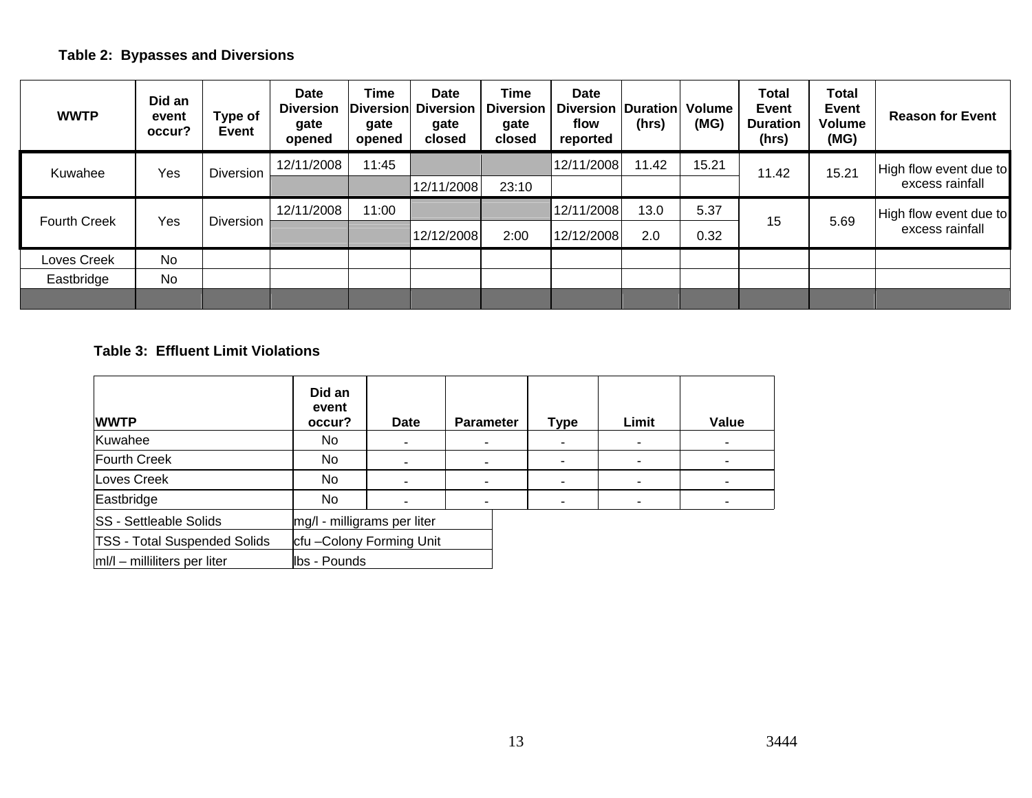**Table 2: Bypasses and Diversions**

| WWTP | Did an event occur? | Type of Event | Date Diversion gate opened | Time Diversion gate opened | Date Diversion gate closed | Time Diversion gate closed | Date Diversion flow reported | Duration (hrs) | Volume (MG) | Total Event Duration (hrs) | Total Event Volume (MG) | Reason for Event |
|---|---|---|---|---|---|---|---|---|---|---|---|---|
| Kuwahee | Yes | Diversion | 12/11/2008 | 11:45 | | | 12/11/2008 | 11.42 | 15.21 | 11.42 | 15.21 | High flow event due to excess rainfall |
| | | | | | 12/11/2008 | 23:10 | | | | | | |
| Fourth Creek | Yes | Diversion | 12/11/2008 | 11:00 | | | 12/11/2008 | 13.0 | 5.37 | 15 | 5.69 | High flow event due to excess rainfall |
| | | | | | 12/12/2008 | 2:00 | 12/12/2008 | 2.0 | 0.32 | | | |
| Loves Creek | No | | | | | | | | | | | |
| Eastbridge | No | | | | | | | | | | | |

**Table 3: Effluent Limit Violations**

| WWTP | Did an event occur? | Date | Parameter | Type | Limit | Value |
|---|---|---|---|---|---|---|
| Kuwahee | No | - | - | - | - | - |
| Fourth Creek | No | - | - | - | - | - |
| Loves Creek | No | - | - | - | - | - |
| Eastbridge | No | - | - | - | - | - |

| | |
|---|---|
| SS - Settleable Solids | mg/l - milligrams per liter |
| TSS - Total Suspended Solids | cfu –Colony Forming Unit |
| ml/l – milliliters per liter | lbs - Pounds |

3444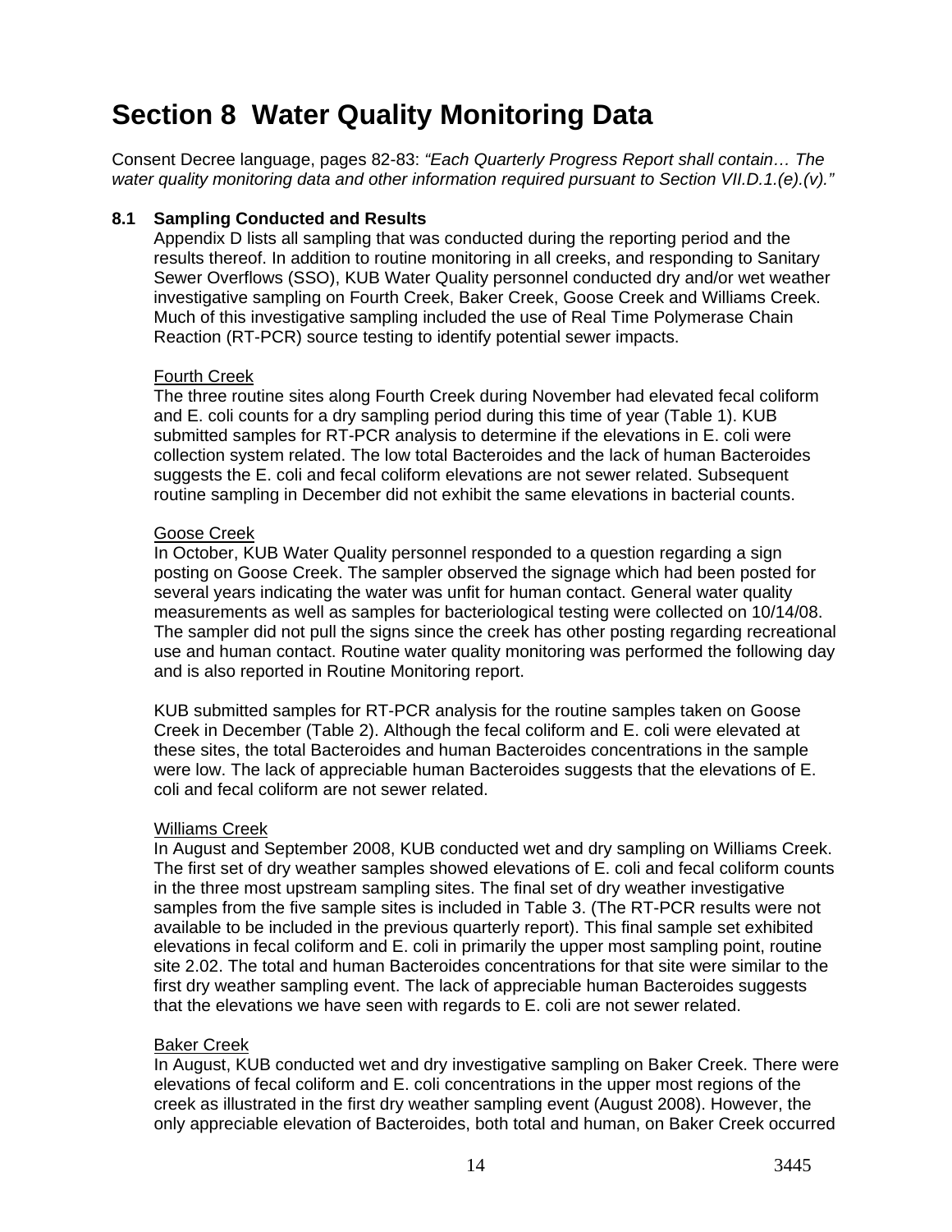# Section 8 Water Quality Monitoring Data

Consent Decree language, pages 82-83: *"Each Quarterly Progress Report shall contain… The water quality monitoring data and other information required pursuant to Section VII.D.1.(e).(v)."*

## 8.1 Sampling Conducted and Results

Appendix D lists all sampling that was conducted during the reporting period and the results thereof. In addition to routine monitoring in all creeks, and responding to Sanitary Sewer Overflows (SSO), KUB Water Quality personnel conducted dry and/or wet weather investigative sampling on Fourth Creek, Baker Creek, Goose Creek and Williams Creek. Much of this investigative sampling included the use of Real Time Polymerase Chain Reaction (RT-PCR) source testing to identify potential sewer impacts.

<u>Fourth Creek</u>

The three routine sites along Fourth Creek during November had elevated fecal coliform and E. coli counts for a dry sampling period during this time of year (Table 1). KUB submitted samples for RT-PCR analysis to determine if the elevations in E. coli were collection system related. The low total Bacteroides and the lack of human Bacteroides suggests the E. coli and fecal coliform elevations are not sewer related. Subsequent routine sampling in December did not exhibit the same elevations in bacterial counts.

<u>Goose Creek</u>

In October, KUB Water Quality personnel responded to a question regarding a sign posting on Goose Creek. The sampler observed the signage which had been posted for several years indicating the water was unfit for human contact. General water quality measurements as well as samples for bacteriological testing were collected on 10/14/08. The sampler did not pull the signs since the creek has other posting regarding recreational use and human contact. Routine water quality monitoring was performed the following day and is also reported in Routine Monitoring report.

KUB submitted samples for RT-PCR analysis for the routine samples taken on Goose Creek in December (Table 2). Although the fecal coliform and E. coli were elevated at these sites, the total Bacteroides and human Bacteroides concentrations in the sample were low. The lack of appreciable human Bacteroides suggests that the elevations of E. coli and fecal coliform are not sewer related.

<u>Williams Creek</u>

In August and September 2008, KUB conducted wet and dry sampling on Williams Creek. The first set of dry weather samples showed elevations of E. coli and fecal coliform counts in the three most upstream sampling sites. The final set of dry weather investigative samples from the five sample sites is included in Table 3. (The RT-PCR results were not available to be included in the previous quarterly report). This final sample set exhibited elevations in fecal coliform and E. coli in primarily the upper most sampling point, routine site 2.02. The total and human Bacteroides concentrations for that site were similar to the first dry weather sampling event. The lack of appreciable human Bacteroides suggests that the elevations we have seen with regards to E. coli are not sewer related.

<u>Baker Creek</u>

In August, KUB conducted wet and dry investigative sampling on Baker Creek. There were elevations of fecal coliform and E. coli concentrations in the upper most regions of the creek as illustrated in the first dry weather sampling event (August 2008). However, the only appreciable elevation of Bacteroides, both total and human, on Baker Creek occurred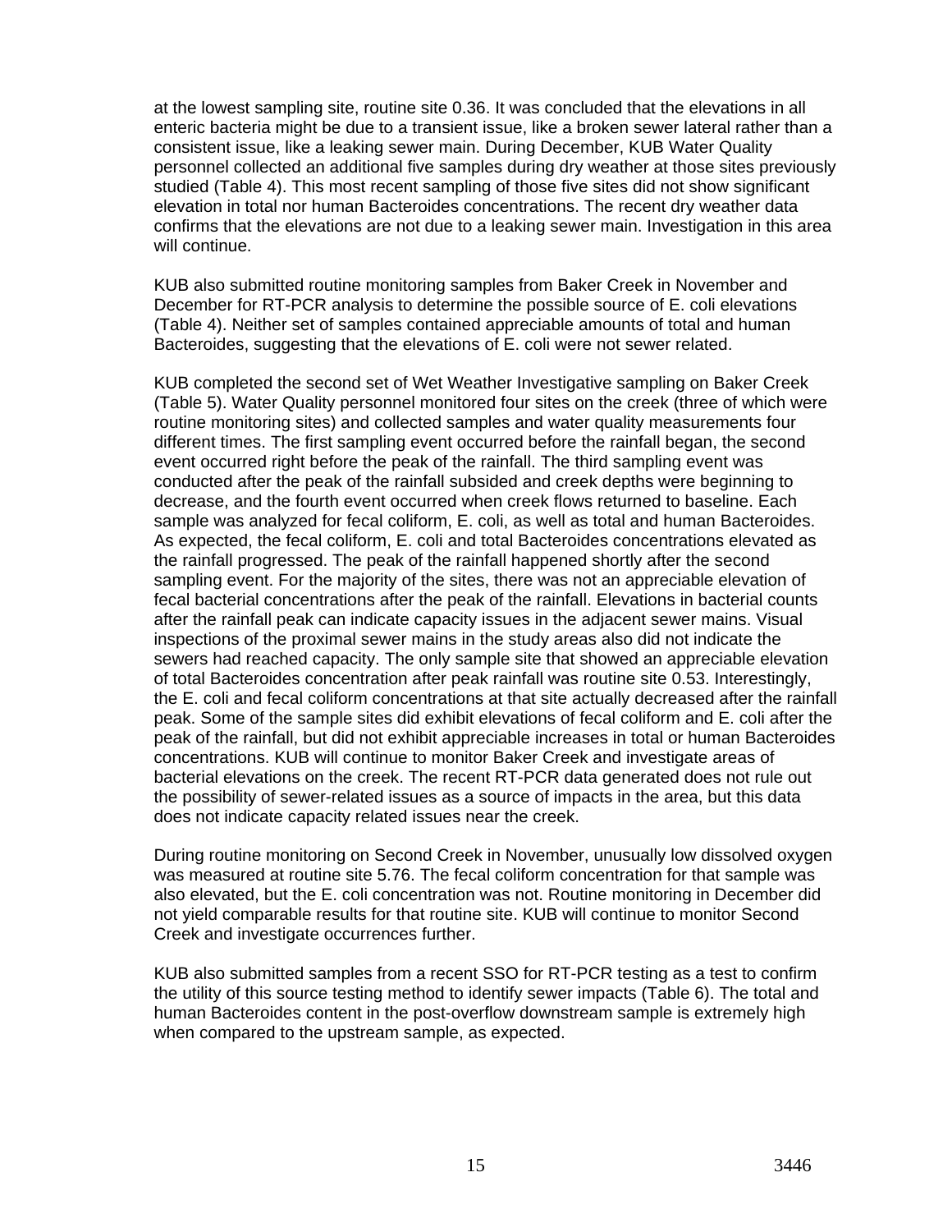at the lowest sampling site, routine site 0.36. It was concluded that the elevations in all enteric bacteria might be due to a transient issue, like a broken sewer lateral rather than a consistent issue, like a leaking sewer main. During December, KUB Water Quality personnel collected an additional five samples during dry weather at those sites previously studied (Table 4). This most recent sampling of those five sites did not show significant elevation in total nor human Bacteroides concentrations. The recent dry weather data confirms that the elevations are not due to a leaking sewer main. Investigation in this area will continue.

KUB also submitted routine monitoring samples from Baker Creek in November and December for RT-PCR analysis to determine the possible source of E. coli elevations (Table 4). Neither set of samples contained appreciable amounts of total and human Bacteroides, suggesting that the elevations of E. coli were not sewer related.

KUB completed the second set of Wet Weather Investigative sampling on Baker Creek (Table 5). Water Quality personnel monitored four sites on the creek (three of which were routine monitoring sites) and collected samples and water quality measurements four different times. The first sampling event occurred before the rainfall began, the second event occurred right before the peak of the rainfall. The third sampling event was conducted after the peak of the rainfall subsided and creek depths were beginning to decrease, and the fourth event occurred when creek flows returned to baseline. Each sample was analyzed for fecal coliform, E. coli, as well as total and human Bacteroides. As expected, the fecal coliform, E. coli and total Bacteroides concentrations elevated as the rainfall progressed. The peak of the rainfall happened shortly after the second sampling event. For the majority of the sites, there was not an appreciable elevation of fecal bacterial concentrations after the peak of the rainfall. Elevations in bacterial counts after the rainfall peak can indicate capacity issues in the adjacent sewer mains. Visual inspections of the proximal sewer mains in the study areas also did not indicate the sewers had reached capacity. The only sample site that showed an appreciable elevation of total Bacteroides concentration after peak rainfall was routine site 0.53. Interestingly, the E. coli and fecal coliform concentrations at that site actually decreased after the rainfall peak. Some of the sample sites did exhibit elevations of fecal coliform and E. coli after the peak of the rainfall, but did not exhibit appreciable increases in total or human Bacteroides concentrations. KUB will continue to monitor Baker Creek and investigate areas of bacterial elevations on the creek. The recent RT-PCR data generated does not rule out the possibility of sewer-related issues as a source of impacts in the area, but this data does not indicate capacity related issues near the creek.

During routine monitoring on Second Creek in November, unusually low dissolved oxygen was measured at routine site 5.76. The fecal coliform concentration for that sample was also elevated, but the E. coli concentration was not. Routine monitoring in December did not yield comparable results for that routine site. KUB will continue to monitor Second Creek and investigate occurrences further.

KUB also submitted samples from a recent SSO for RT-PCR testing as a test to confirm the utility of this source testing method to identify sewer impacts (Table 6). The total and human Bacteroides content in the post-overflow downstream sample is extremely high when compared to the upstream sample, as expected.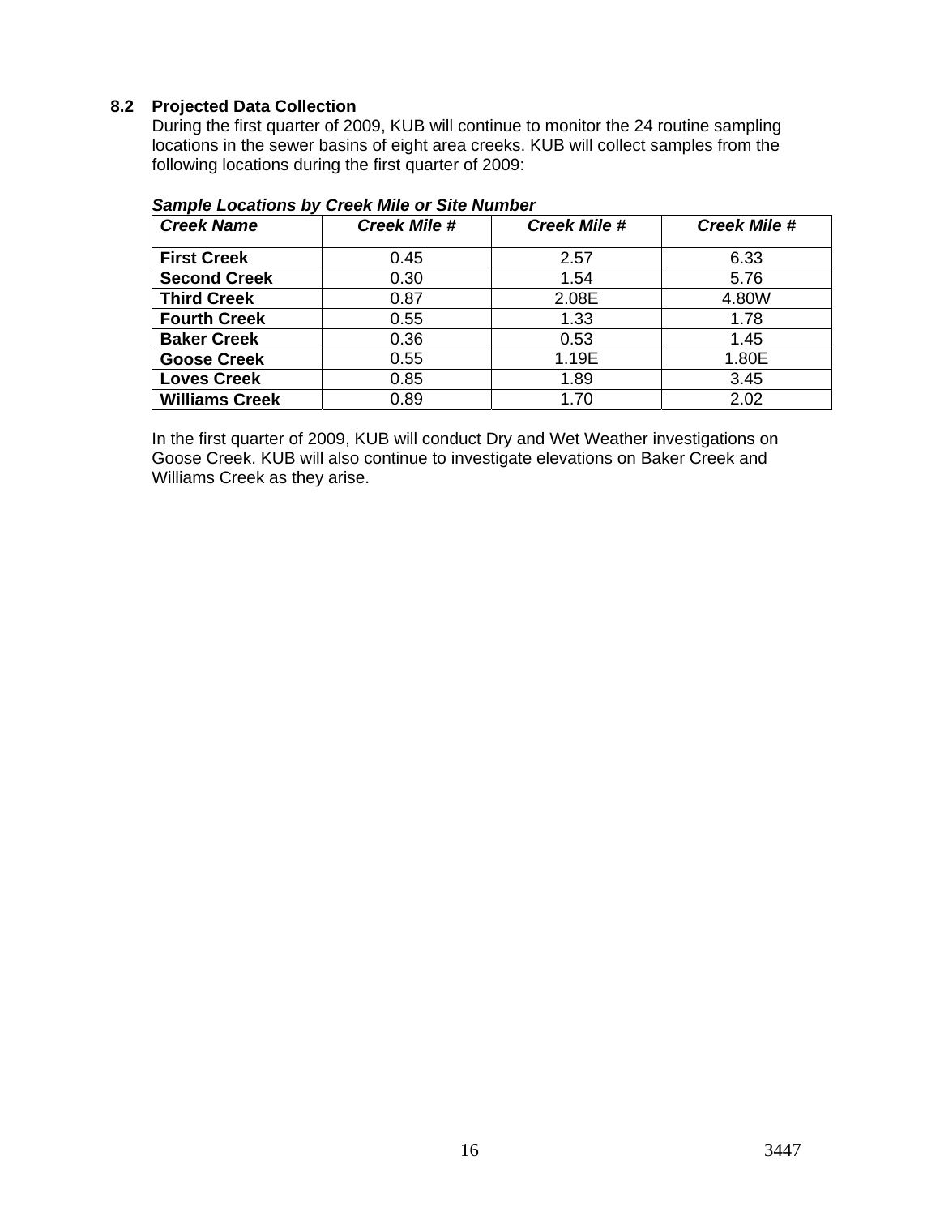### 8.2 Projected Data Collection

During the first quarter of 2009, KUB will continue to monitor the 24 routine sampling locations in the sewer basins of eight area creeks. KUB will collect samples from the following locations during the first quarter of 2009:

***Sample Locations by Creek Mile or Site Number***

| *Creek Name* | *Creek Mile #* | *Creek Mile #* | *Creek Mile #* |
|---|---|---|---|
| **First Creek** | 0.45 | 2.57 | 6.33 |
| **Second Creek** | 0.30 | 1.54 | 5.76 |
| **Third Creek** | 0.87 | 2.08E | 4.80W |
| **Fourth Creek** | 0.55 | 1.33 | 1.78 |
| **Baker Creek** | 0.36 | 0.53 | 1.45 |
| **Goose Creek** | 0.55 | 1.19E | 1.80E |
| **Loves Creek** | 0.85 | 1.89 | 3.45 |
| **Williams Creek** | 0.89 | 1.70 | 2.02 |

In the first quarter of 2009, KUB will conduct Dry and Wet Weather investigations on Goose Creek. KUB will also continue to investigate elevations on Baker Creek and Williams Creek as they arise.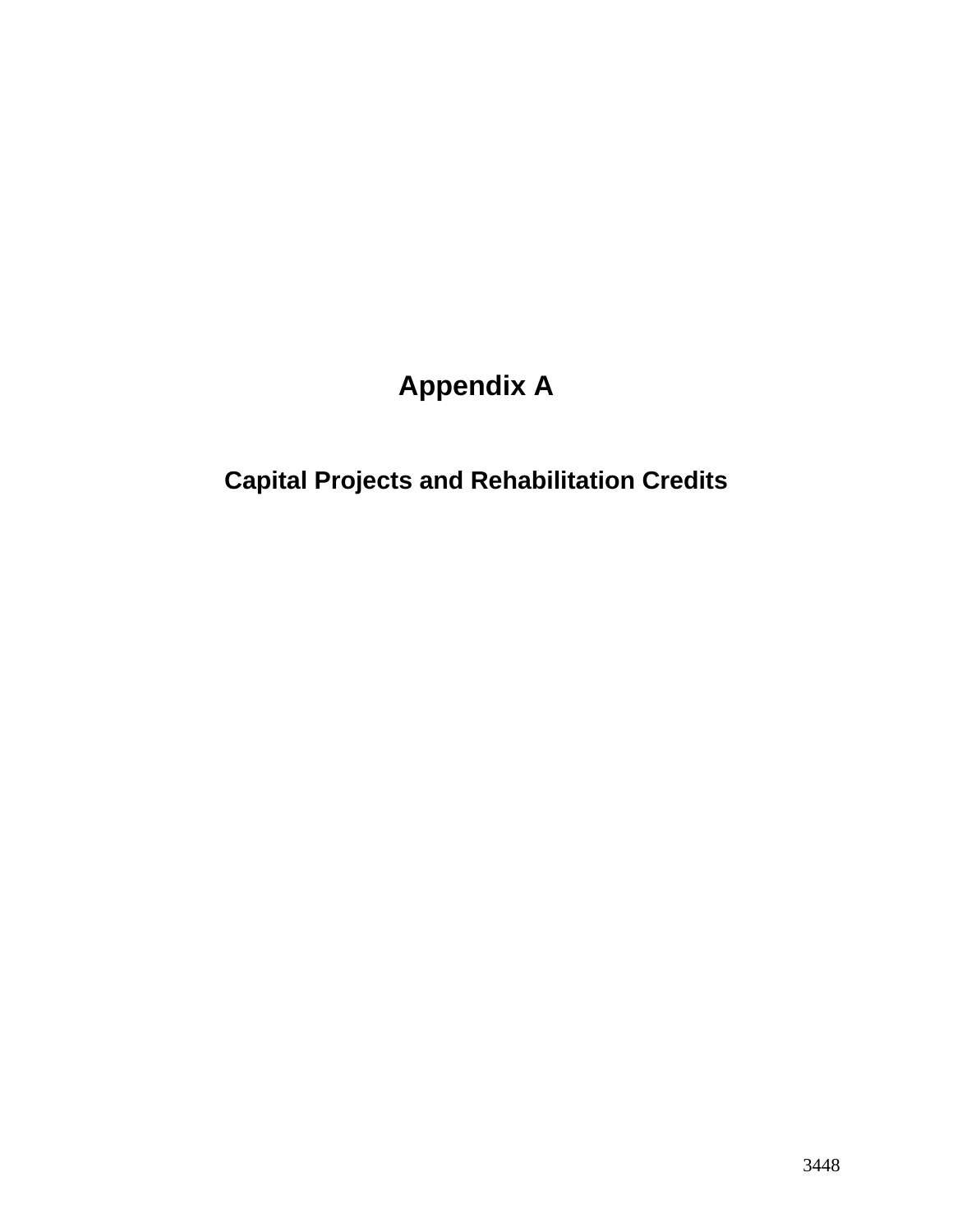# Appendix A

## Capital Projects and Rehabilitation Credits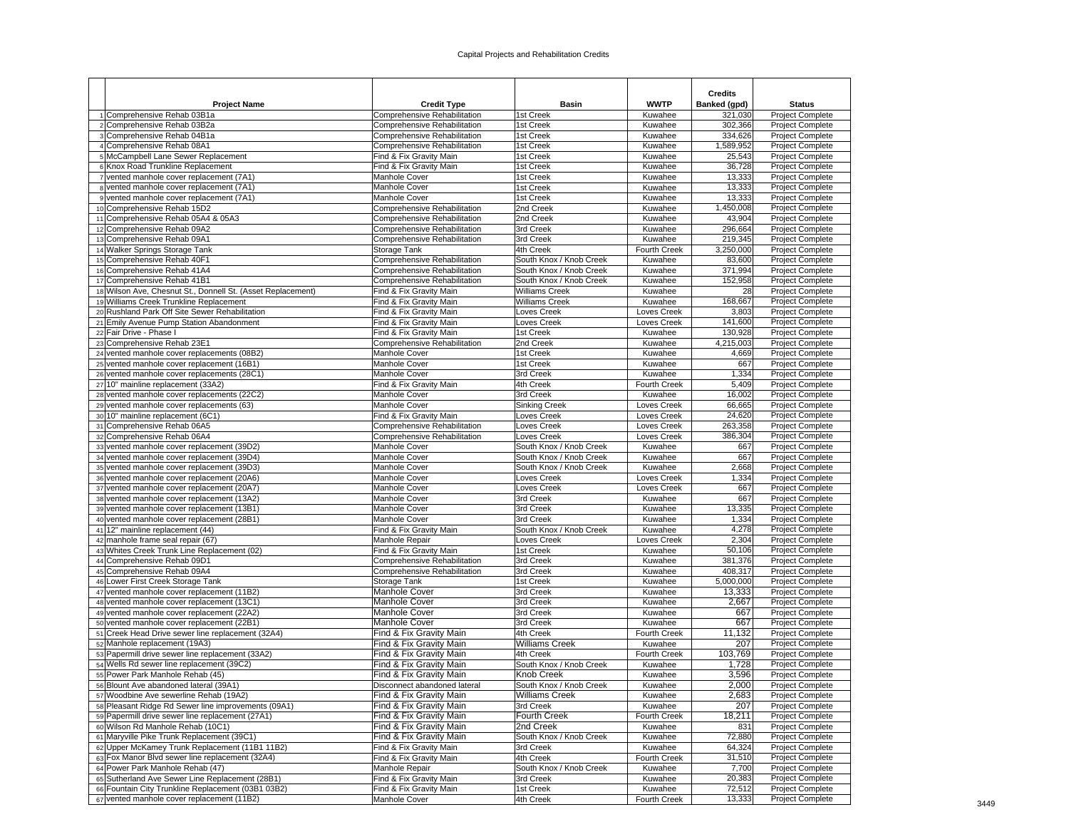Capital Projects and Rehabilitation Credits

| | Project Name | Credit Type | Basin | WWTP | Credits Banked (gpd) | Status |
|---|---|---|---|---|---|---|
| 1 | Comprehensive Rehab 03B1a | Comprehensive Rehabilitation | 1st Creek | Kuwahee | 321,030 | Project Complete |
| 2 | Comprehensive Rehab 03B2a | Comprehensive Rehabilitation | 1st Creek | Kuwahee | 302,366 | Project Complete |
| 3 | Comprehensive Rehab 04B1a | Comprehensive Rehabilitation | 1st Creek | Kuwahee | 334,626 | Project Complete |
| 4 | Comprehensive Rehab 08A1 | Comprehensive Rehabilitation | 1st Creek | Kuwahee | 1,589,952 | Project Complete |
| 5 | McCampbell Lane Sewer Replacement | Find & Fix Gravity Main | 1st Creek | Kuwahee | 25,543 | Project Complete |
| 6 | Knox Road Trunkline Replacement | Find & Fix Gravity Main | 1st Creek | Kuwahee | 36,728 | Project Complete |
| 7 | vented manhole cover replacement (7A1) | Manhole Cover | 1st Creek | Kuwahee | 13,333 | Project Complete |
| 8 | vented manhole cover replacement (7A1) | Manhole Cover | 1st Creek | Kuwahee | 13,333 | Project Complete |
| 9 | vented manhole cover replacement (7A1) | Manhole Cover | 1st Creek | Kuwahee | 13,333 | Project Complete |
| 10 | Comprehensive Rehab 15D2 | Comprehensive Rehabilitation | 2nd Creek | Kuwahee | 1,450,008 | Project Complete |
| 11 | Comprehensive Rehab 05A4 & 05A3 | Comprehensive Rehabilitation | 2nd Creek | Kuwahee | 43,904 | Project Complete |
| 12 | Comprehensive Rehab 09A2 | Comprehensive Rehabilitation | 3rd Creek | Kuwahee | 296,664 | Project Complete |
| 13 | Comprehensive Rehab 09A1 | Comprehensive Rehabilitation | 3rd Creek | Kuwahee | 219,345 | Project Complete |
| 14 | Walker Springs Storage Tank | Storage Tank | 4th Creek | Fourth Creek | 3,250,000 | Project Complete |
| 15 | Comprehensive Rehab 40F1 | Comprehensive Rehabilitation | South Knox / Knob Creek | Kuwahee | 83,600 | Project Complete |
| 16 | Comprehensive Rehab 41A4 | Comprehensive Rehabilitation | South Knox / Knob Creek | Kuwahee | 371,994 | Project Complete |
| 17 | Comprehensive Rehab 41B1 | Comprehensive Rehabilitation | South Knox / Knob Creek | Kuwahee | 152,958 | Project Complete |
| 18 | Wilson Ave, Chesnut St., Donnell St. (Asset Replacement) | Find & Fix Gravity Main | Williams Creek | Kuwahee | 28 | Project Complete |
| 19 | Williams Creek Trunkline Replacement | Find & Fix Gravity Main | Williams Creek | Kuwahee | 168,667 | Project Complete |
| 20 | Rushland Park Off Site Sewer Rehabilitation | Find & Fix Gravity Main | Loves Creek | Loves Creek | 3,803 | Project Complete |
| 21 | Emily Avenue Pump Station Abandonment | Find & Fix Gravity Main | Loves Creek | Loves Creek | 141,600 | Project Complete |
| 22 | Fair Drive - Phase I | Find & Fix Gravity Main | 1st Creek | Kuwahee | 130,928 | Project Complete |
| 23 | Comprehensive Rehab 23E1 | Comprehensive Rehabilitation | 2nd Creek | Kuwahee | 4,215,003 | Project Complete |
| 24 | vented manhole cover replacements (08B2) | Manhole Cover | 1st Creek | Kuwahee | 4,669 | Project Complete |
| 25 | vented manhole cover replacement (16B1) | Manhole Cover | 1st Creek | Kuwahee | 667 | Project Complete |
| 26 | vented manhole cover replacements (28C1) | Manhole Cover | 3rd Creek | Kuwahee | 1,334 | Project Complete |
| 27 | 10" mainline replacement (33A2) | Find & Fix Gravity Main | 4th Creek | Fourth Creek | 5,409 | Project Complete |
| 28 | vented manhole cover replacements (22C2) | Manhole Cover | 3rd Creek | Kuwahee | 16,002 | Project Complete |
| 29 | vented manhole cover replacements (63) | Manhole Cover | Sinking Creek | Loves Creek | 66,665 | Project Complete |
| 30 | 10" mainline replacement (6C1) | Find & Fix Gravity Main | Loves Creek | Loves Creek | 24,620 | Project Complete |
| 31 | Comprehensive Rehab 06A5 | Comprehensive Rehabilitation | Loves Creek | Loves Creek | 263,358 | Project Complete |
| 32 | Comprehensive Rehab 06A4 | Comprehensive Rehabilitation | Loves Creek | Loves Creek | 386,304 | Project Complete |
| 33 | vented manhole cover replacement (39D2) | Manhole Cover | South Knox / Knob Creek | Kuwahee | 667 | Project Complete |
| 34 | vented manhole cover replacement (39D4) | Manhole Cover | South Knox / Knob Creek | Kuwahee | 667 | Project Complete |
| 35 | vented manhole cover replacement (39D3) | Manhole Cover | South Knox / Knob Creek | Kuwahee | 2,668 | Project Complete |
| 36 | vented manhole cover replacement (20A6) | Manhole Cover | Loves Creek | Loves Creek | 1,334 | Project Complete |
| 37 | vented manhole cover replacement (20A7) | Manhole Cover | Loves Creek | Loves Creek | 667 | Project Complete |
| 38 | vented manhole cover replacement (13A2) | Manhole Cover | 3rd Creek | Kuwahee | 667 | Project Complete |
| 39 | vented manhole cover replacement (13B1) | Manhole Cover | 3rd Creek | Kuwahee | 13,335 | Project Complete |
| 40 | vented manhole cover replacement (28B1) | Manhole Cover | 3rd Creek | Kuwahee | 1,334 | Project Complete |
| 41 | 12" mainline replacement (44) | Find & Fix Gravity Main | South Knox / Knob Creek | Kuwahee | 4,278 | Project Complete |
| 42 | manhole frame seal repair (67) | Manhole Repair | Loves Creek | Loves Creek | 2,304 | Project Complete |
| 43 | Whites Creek Trunk Line Replacement (02) | Find & Fix Gravity Main | 1st Creek | Kuwahee | 50,106 | Project Complete |
| 44 | Comprehensive Rehab 09D1 | Comprehensive Rehabilitation | 3rd Creek | Kuwahee | 381,376 | Project Complete |
| 45 | Comprehensive Rehab 09A4 | Comprehensive Rehabilitation | 3rd Creek | Kuwahee | 408,317 | Project Complete |
| 46 | Lower First Creek Storage Tank | Storage Tank | 1st Creek | Kuwahee | 5,000,000 | Project Complete |
| 47 | vented manhole cover replacement (11B2) | Manhole Cover | 3rd Creek | Kuwahee | 13,333 | Project Complete |
| 48 | vented manhole cover replacement (13C1) | Manhole Cover | 3rd Creek | Kuwahee | 2,667 | Project Complete |
| 49 | vented manhole cover replacement (22A2) | Manhole Cover | 3rd Creek | Kuwahee | 667 | Project Complete |
| 50 | vented manhole cover replacement (22B1) | Manhole Cover | 3rd Creek | Kuwahee | 667 | Project Complete |
| 51 | Creek Head Drive sewer line replacement (32A4) | Find & Fix Gravity Main | 4th Creek | Fourth Creek | 11,132 | Project Complete |
| 52 | Manhole replacement (19A3) | Find & Fix Gravity Main | Williams Creek | Kuwahee | 207 | Project Complete |
| 53 | Papermill drive sewer line replacement (33A2) | Find & Fix Gravity Main | 4th Creek | Fourth Creek | 103,769 | Project Complete |
| 54 | Wells Rd sewer line replacement (39C2) | Find & Fix Gravity Main | South Knox / Knob Creek | Kuwahee | 1,728 | Project Complete |
| 55 | Power Park Manhole Rehab (45) | Find & Fix Gravity Main | Knob Creek | Kuwahee | 3,596 | Project Complete |
| 56 | Blount Ave abandoned lateral (39A1) | Disconnect abandoned lateral | South Knox / Knob Creek | Kuwahee | 2,000 | Project Complete |
| 57 | Woodbine Ave sewerline Rehab (19A2) | Find & Fix Gravity Main | Williams Creek | Kuwahee | 2,683 | Project Complete |
| 58 | Pleasant Ridge Rd Sewer line improvements (09A1) | Find & Fix Gravity Main | 3rd Creek | Kuwahee | 207 | Project Complete |
| 59 | Papermill drive sewer line replacement (27A1) | Find & Fix Gravity Main | Fourth Creek | Fourth Creek | 18,211 | Project Complete |
| 60 | Wilson Rd Manhole Rehab (10C1) | Find & Fix Gravity Main | 2nd Creek | Kuwahee | 831 | Project Complete |
| 61 | Maryville Pike Trunk Replacement (39C1) | Find & Fix Gravity Main | South Knox / Knob Creek | Kuwahee | 72,880 | Project Complete |
| 62 | Upper McKamey Trunk Replacement (11B1 11B2) | Find & Fix Gravity Main | 3rd Creek | Kuwahee | 64,324 | Project Complete |
| 63 | Fox Manor Blvd sewer line replacement (32A4) | Find & Fix Gravity Main | 4th Creek | Fourth Creek | 31,510 | Project Complete |
| 64 | Power Park Manhole Rehab (47) | Manhole Repair | South Knox / Knob Creek | Kuwahee | 7,700 | Project Complete |
| 65 | Sutherland Ave Sewer Line Replacement (28B1) | Find & Fix Gravity Main | 3rd Creek | Kuwahee | 20,383 | Project Complete |
| 66 | Fountain City Trunkline Replacement (03B1 03B2) | Find & Fix Gravity Main | 1st Creek | Kuwahee | 72,512 | Project Complete |
| 67 | vented manhole cover replacement (11B2) | Manhole Cover | 4th Creek | Fourth Creek | 13,333 | Project Complete |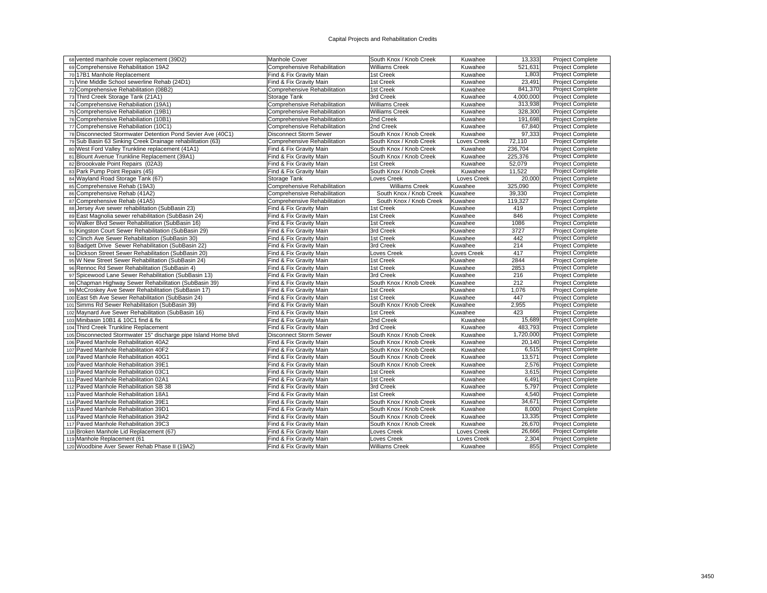# Capital Projects and Rehabilitation Credits

| # | Project | Type | Basin | Area | Amount | Status |
|---|---|---|---|---|---|---|
| 68 | vented manhole cover replacement (39D2) | Manhole Cover | South Knox / Knob Creek | Kuwahee | 13,333 | Project Complete |
| 69 | Comprehensive Rehabilitation 19A2 | Comprehensive Rehabilitation | Williams Creek | Kuwahee | 521,631 | Project Complete |
| 70 | 17B1 Manhole Replacement | Find & Fix Gravity Main | 1st Creek | Kuwahee | 1,803 | Project Complete |
| 71 | Vine Middle School sewerline Rehab (24D1) | Find & Fix Gravity Main | 1st Creek | Kuwahee | 23,491 | Project Complete |
| 72 | Comprehensive Rehabilitation (08B2) | Comprehensive Rehabilitation | 1st Creek | Kuwahee | 841,370 | Project Complete |
| 73 | Third Creek Storage Tank (21A1) | Storage Tank | 3rd Creek | Kuwahee | 4,000,000 | Project Complete |
| 74 | Comprehensive Rehabiliation (19A1) | Comprehensive Rehabilitation | Williams Creek | Kuwahee | 313,938 | Project Complete |
| 75 | Comprehensive Rehabiliation (19B1) | Comprehensive Rehabilitation | Williams Creek | Kuwahee | 328,300 | Project Complete |
| 76 | Comprehensive Rehabiliation (10B1) | Comprehensive Rehabilitation | 2nd Creek | Kuwahee | 191,698 | Project Complete |
| 77 | Comprehensive Rehabiliation (10C1) | Comprehensive Rehabilitation | 2nd Creek | Kuwahee | 67,840 | Project Complete |
| 78 | Disconnected Stormwater Detention Pond Sevier Ave (40C1) | Disconnect Storm Sewer | South Knox / Knob Creek | Kuwahee | 97,333 | Project Complete |
| 79 | Sub Basin 63 Sinking Creek Drainage rehabilitation (63) | Comprehensive Rehabilitation | South Knox / Knob Creek | Loves Creek | 72,110 | Project Complete |
| 80 | West Ford Valley Trunkline replacement (41A1) | Find & Fix Gravity Main | South Knox / Knob Creek | Kuwahee | 236,704 | Project Complete |
| 81 | Blount Avenue Trunkline Replacement (39A1) | Find & Fix Gravity Main | South Knox / Knob Creek | Kuwahee | 225,376 | Project Complete |
| 82 | Broookvale Point Repairs (02A3) | Find & Fix Gravity Main | 1st Creek | Kuwahee | 52,079 | Project Complete |
| 83 | Park Pump Point Repairs (45) | Find & Fix Gravity Main | South Knox / Knob Creek | Kuwahee | 11,522 | Project Complete |
| 84 | Wayland Road Storage Tank (67) | Storage Tank | Loves Creek | Loves Creek | 20,000 | Project Complete |
| 85 | Comprehensive Rehab (19A3) | Comprehensive Rehabilitation | Williams Creek | Kuwahee | 325,090 | Project Complete |
| 86 | Comprehensive Rehab (41A2) | Comprehensive Rehabilitation | South Knox / Knob Creek | Kuwahee | 39,330 | Project Complete |
| 87 | Comprehensive Rehab (41A5) | Comprehensive Rehabilitation | South Knox / Knob Creek | Kuwahee | 119,327 | Project Complete |
| 88 | Jersey Ave sewer rehabilitation (SubBasin 23) | Find & Fix Gravity Main | 1st Creek | Kuwahee | 419 | Project Complete |
| 89 | East Magnolia sewer rehabilitation (SubBasin 24) | Find & Fix Gravity Main | 1st Creek | Kuwahee | 846 | Project Complete |
| 90 | Walker Blvd Sewer Rehabilitation (SubBasin 16) | Find & Fix Gravity Main | 1st Creek | Kuwahee | 1086 | Project Complete |
| 91 | Kingston Court Sewer Rehabilitation (SubBasin 29) | Find & Fix Gravity Main | 3rd Creek | Kuwahee | 3727 | Project Complete |
| 92 | Clinch Ave Sewer Rehabilitation (SubBasin 30) | Find & Fix Gravity Main | 1st Creek | Kuwahee | 442 | Project Complete |
| 93 | Badgett Drive Sewer Rehabilitation (SubBasin 22) | Find & Fix Gravity Main | 3rd Creek | Kuwahee | 214 | Project Complete |
| 94 | Dickson Street Sewer Rehabilitation (SubBasin 20) | Find & Fix Gravity Main | Loves Creek | Loves Creek | 417 | Project Complete |
| 95 | W New Street Sewer Rehabilitation (SubBasin 24) | Find & Fix Gravity Main | 1st Creek | Kuwahee | 2844 | Project Complete |
| 96 | Rennoc Rd Sewer Rehabilitation (SubBasin 4) | Find & Fix Gravity Main | 1st Creek | Kuwahee | 2853 | Project Complete |
| 97 | Spicewood Lane Sewer Rehabilitation (SubBasin 13) | Find & Fix Gravity Main | 3rd Creek | Kuwahee | 216 | Project Complete |
| 98 | Chapman Highway Sewer Rehabilitation (SubBasin 39) | Find & Fix Gravity Main | South Knox / Knob Creek | Kuwahee | 212 | Project Complete |
| 99 | McCroskey Ave Sewer Rehabilitation (SubBasin 17) | Find & Fix Gravity Main | 1st Creek | Kuwahee | 1,076 | Project Complete |
| 100 | East 5th Ave Sewer Rehabilitation (SubBasin 24) | Find & Fix Gravity Main | 1st Creek | Kuwahee | 447 | Project Complete |
| 101 | Simms Rd Sewer Rehabilitation (SubBasin 39) | Find & Fix Gravity Main | South Knox / Knob Creek | Kuwahee | 2,955 | Project Complete |
| 102 | Maynard Ave Sewer Rehabilitation (SubBasin 16) | Find & Fix Gravity Main | 1st Creek | Kuwahee | 423 | Project Complete |
| 103 | Minibasin 10B1 & 10C1 find & fix | Find & Fix Gravity Main | 2nd Creek | Kuwahee | 15,689 | Project Complete |
| 104 | Third Creek Trunkline Replacement | Find & Fix Gravity Main | 3rd Creek | Kuwahee | 483,793 | Project Complete |
| 105 | Disconnected Stormwater 15" discharge pipe Island Home blvd | Disconnect Storm Sewer | South Knox / Knob Creek | Kuwahee | 1,720,000 | Project Complete |
| 106 | Paved Manhole Rehabilitation 40A2 | Find & Fix Gravity Main | South Knox / Knob Creek | Kuwahee | 20,140 | Project Complete |
| 107 | Paved Manhole Rehabilitation 40F2 | Find & Fix Gravity Main | South Knox / Knob Creek | Kuwahee | 6,515 | Project Complete |
| 108 | Paved Manhole Rehabilitation 40G1 | Find & Fix Gravity Main | South Knox / Knob Creek | Kuwahee | 13,571 | Project Complete |
| 109 | Paved Manhole Rehabilitation 39E1 | Find & Fix Gravity Main | South Knox / Knob Creek | Kuwahee | 2,576 | Project Complete |
| 110 | Paved Manhole Rehabilitation 03C1 | Find & Fix Gravity Main | 1st Creek | Kuwahee | 3,615 | Project Complete |
| 111 | Paved Manhole Rehabilitation 02A1 | Find & Fix Gravity Main | 1st Creek | Kuwahee | 6,491 | Project Complete |
| 112 | Paved Manhole Rehabilitation SB 38 | Find & Fix Gravity Main | 3rd Creek | Kuwahee | 5,797 | Project Complete |
| 113 | Paved Manhole Rehabilitation 18A1 | Find & Fix Gravity Main | 1st Creek | Kuwahee | 4,540 | Project Complete |
| 114 | Paved Manhole Rehabilitation 39E1 | Find & Fix Gravity Main | South Knox / Knob Creek | Kuwahee | 34,671 | Project Complete |
| 115 | Paved Manhole Rehabilitation 39D1 | Find & Fix Gravity Main | South Knox / Knob Creek | Kuwahee | 8,000 | Project Complete |
| 116 | Paved Manhole Rehabilitation 39A2 | Find & Fix Gravity Main | South Knox / Knob Creek | Kuwahee | 13,335 | Project Complete |
| 117 | Paved Manhole Rehabilitation 39C3 | Find & Fix Gravity Main | South Knox / Knob Creek | Kuwahee | 26,670 | Project Complete |
| 118 | Broken Manhole Lid Replacement (67) | Find & Fix Gravity Main | Loves Creek | Loves Creek | 26,666 | Project Complete |
| 119 | Manhole Replacement (61 | Find & Fix Gravity Main | Loves Creek | Loves Creek | 2,304 | Project Complete |
| 120 | Woodbine Aver Sewer Rehab Phase II (19A2) | Find & Fix Gravity Main | Williams Creek | Kuwahee | 855 | Project Complete |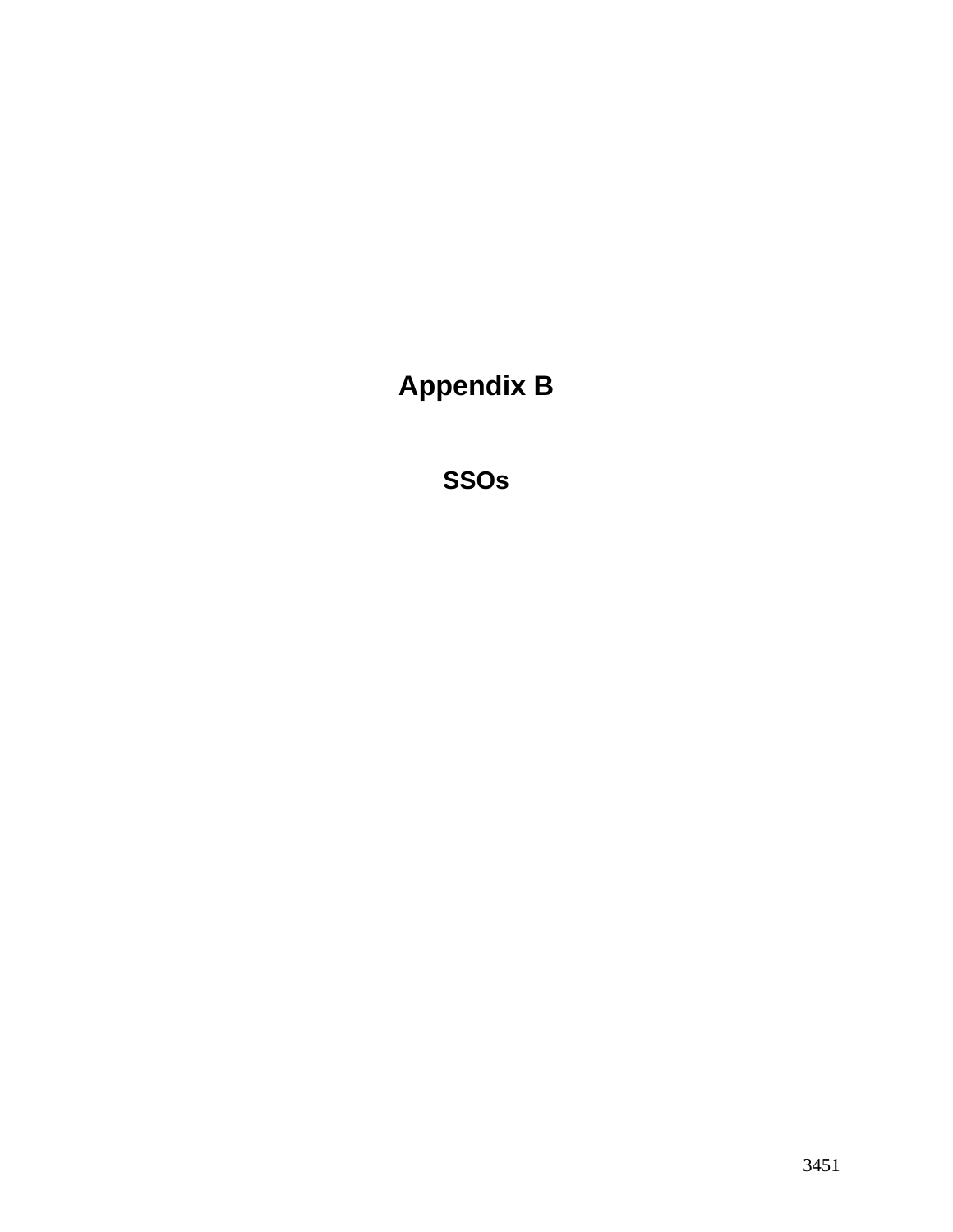# Appendix B

## SSOs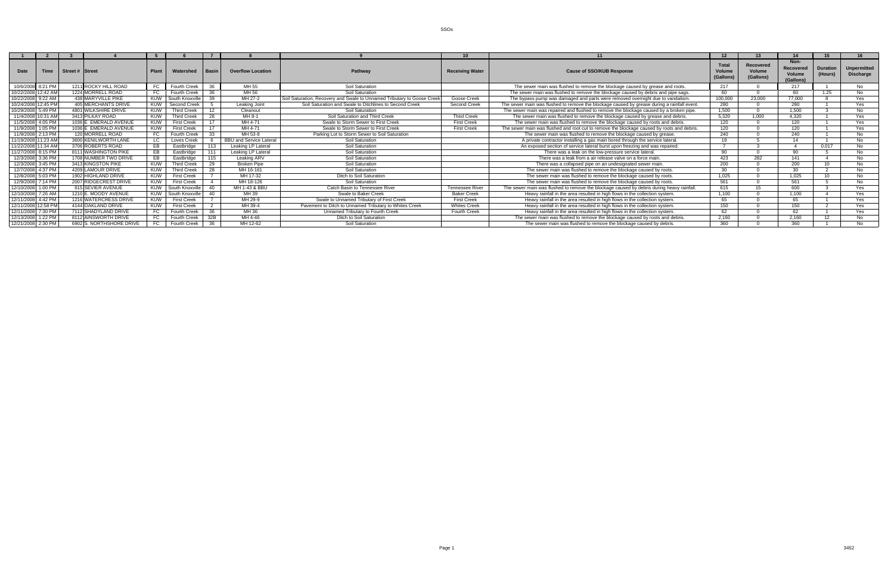# SSOs

| 1 | 2 | 3 | 4 | 5 | 6 | 7 | 8 | 9 | 10 | 11 | 12 | 13 | 14 | 15 | 16 |
|---|---|---|---|---|---|---|---|---|---|---|---|---|---|---|---|
| Date | Time | Street # | Street | Plant | Watershed | Basin | Overflow Location | Pathway | Receiving Water | Cause of SSO/KUB Response | Total Volume (Gallons) | Recovered Volume (Gallons) | Non-Recovered Volume (Gallons) | Duration (Hours) | Unpermitted Discharge |
| 10/6/2008 | 8:21 PM | 1211 | ROCKY HILL ROAD | FC | Fourth Creek | 36 | MH 55 | Soil Saturation | | The sewer main was flushed to remove the blockage caused by grease and roots. | 217 | 0 | 217 | 1 | No |
| 10/22/2008 | 12:42 AM | 1224 | MORRELL ROAD | FC | Fourth Creek | 36 | MH 56 | Soil Saturation | | The sewer main was flushed to remove the blockage caused by debris and pipe sags. | 60 | 0 | 60 | 1.25 | No |
| 10/22/2008 | 9:22 AM | 438 | MARYVILLE PIKE | KUW | South Knoxville | 39 | MH 27-2 | Soil Saturation, Recovery and Swale to Unnamed Tributary to Goose Creek | Goose Creek | The bypass pump was damaged and parts were removed overnight due to vandalism. | 100,000 | 23,000 | 77,000 | 8 | Yes |
| 10/24/2008 | 12:45 PM | 405 | MERCHANTS DRIVE | KUW | Second Creek | 5 | Leaking Joint | Soil Saturation and Swale to Ditchlines to Second Creek | Second Creek | The sewer main was flushed to remove the blockage caused by grease during a rainfall event. | 280 | 0 | 280 | 1 | Yes |
| 10/29/2008 | 5:49 PM | 4801 | WILKSHIRE DRIVE | KUW | Third Creek | 12 | Cleanout | Soil Saturation | | The sewer main was repaired and flushed to remove the blockage caused by a broken pipe. | 1,500 | 0 | 1,500 | 3 | No |
| 11/4/2008 | 10:31 AM | 3413 | PILKAY ROAD | KUW | Third Creek | 28 | MH 8-1 | Soil Saturation and Third Creek | Third Creek | The sewer main was flushed to remove the blockage caused by grease and debris. | 5,320 | 1,000 | 4,320 | 1 | Yes |
| 11/5/2008 | 4:05 PM | 1036 | E. EMERALD AVENUE | KUW | First Creek | 17 | MH 4-71 | Swale to Storm Sewer to First Creek | First Creek | The sewer main was flushed to remove the blockage caused by roots and debris. | 120 | 0 | 120 | 1 | Yes |
| 11/9/2008 | 1:05 PM | 1036 | E. EMERALD AVENUE | KUW | First Creek | 17 | MH 4-71 | Swale to Storm Sewer to First Creek | First Creek | The sewer main was flushed and root cut to remove the blockage caused by roots and debris. | 120 | 0 | 120 | 1 | Yes |
| 11/9/2008 | 2:13 PM | 120 | MORRELL ROAD | FC | Fourth Creek | 33 | MH 53-8 | Parking Lot to Storm Sewer to Soil Saturation | | The sewer main was flushed to remove the blockage caused by grease. | 240 | 0 | 240 | 1 | No |
| 11/19/2008 | 11:23 AM | 3600 | KENILWORTH LANE | LC | Loves Creek | 6 | BBU and Service Lateral | Soil Saturation | | A private contractor installing a gas main bored through the service lateral. | 19 | 5 | 14 | 1 | No |
| 11/22/2008 | 11:34 AM | 3706 | ROBERTS ROAD | EB | Eastbridge | 113 | Leaking LP Lateral | Soil Saturation | | An exposed section of service lateral burst upon freezing and was repaired. | 7 | 3 | 4 | 0.017 | No |
| 11/27/2008 | 8:15 PM | 8111 | WASHINGTON PIKE | EB | Eastbridge | 111 | Leaking LP Lateral | Soil Saturation | | There was a leak on the low-pressure service lateral. | 90 | 0 | 90 | 5 | No |
| 12/3/2008 | 3:36 PM | 1708 | NUMBER TWO DRIVE | EB | Eastbridge | 115 | Leaking ARV | Soil Saturation | | There was a leak from a air release valve on a force main. | 423 | 282 | 141 | 4 | No |
| 12/3/2008 | 3:45 PM | 3413 | KINGSTON PIKE | KUW | Third Creek | 29 | Broken Pipe | Soil Saturation | | There was a collapsed pipe on an undesignated sewer main. | 200 | 0 | 200 | 10 | No |
| 12/7/2008 | 4:37 PM | 4209 | LAMOUR DRIVE | KUW | Third Creek | 28 | MH 16-161 | Soil Saturation | | The sewer main was flushed to remove the blockage caused by roots. | 30 | 0 | 30 | 2 | No |
| 12/8/2008 | 5:03 PM | 1902 | HIGHLAND DRIVE | KUW | First Creek | 7 | MH 17-32 | Ditch to Soil Saturation | | The sewer main was flushed to remove the blockage caused by roots. | 1,025 | 0 | 1,025 | 10 | No |
| 12/9/2008 | 7:14 PM | 2007 | RIDGECREST DRIVE | KUW | First Creek | 4 | MH 18-126 | Soil Saturation | | The sewer main was flushed to remove the blockage caused by roots. | 561 | 0 | 561 | 5 | No |
| 12/10/2008 | 1:00 PM | 615 | SEVIER AVENUE | KUW | South Knoxville | 40 | MH 1-43 & BBU | Catch Basin to Tennessee River | Tennessee River | The sewer main was flushed to remove the blockage caused by debris during heavy rainfall. | 615 | 15 | 600 | 3 | Yes |
| 12/10/2008 | 7:26 AM | 1210 | E. MOODY AVENUE | KUW | South Knoxville | 40 | MH 39 | Swale to Baker Creek | Baker Creek | Heavy rainfall in the area resulted in high flows in the collection system. | 1,100 | 0 | 1,100 | 4 | Yes |
| 12/11/2008 | 4:42 PM | 1216 | WATERCRESS DRIVE | KUW | First Creek | 7 | MH 29-9 | Swale to Unnamed Tributary of First Creek | First Creek | Heavy rainfall in the area resulted in high flows in the collection system. | 65 | 0 | 65 | 1 | Yes |
| 12/11/2008 | 12:58 PM | 4144 | OAKLAND DRIVE | KUW | First Creek | 2 | MH 39-4 | Pavement to Ditch to Unnamed Tributary to Whites Creek | Whites Creek | Heavy rainfall in the area resulted in high flows in the collection system. | 150 | 0 | 150 | 2 | Yes |
| 12/11/2008 | 7:30 PM | 7112 | SHADYLAND DRIVE | FC | Fourth Creek | 36 | MH 36 | Unnamed Tributary to Fourth Creek | Fourth Creek | Heavy rainfall in the area resulted in high flows in the collection system. | 62 | 0 | 62 | 1 | Yes |
| 12/13/2008 | 1:22 PM | 8112 | AINSWORTH DRIVE | FC | Fourth Creek | 32B | MH 4-46 | Ditch to Soil Saturation | | The sewer main was flushed to remove the blockage caused by roots and debris. | 2,160 | 0 | 2,160 | 12 | No |
| 12/21/2008 | 2:30 PM | 6902 | S. NORTHSHORE DRIVE | FC | Fourth Creek | 36 | MH 12-62 | Soil Saturation | | The sewer main was flushed to remove the blockage caused by debris. | 360 | 0 | 360 | 1 | No |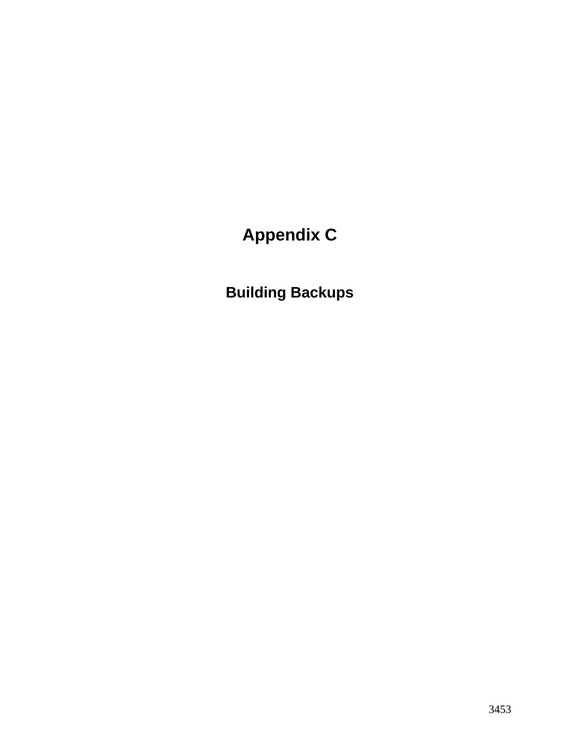# Appendix C

## Building Backups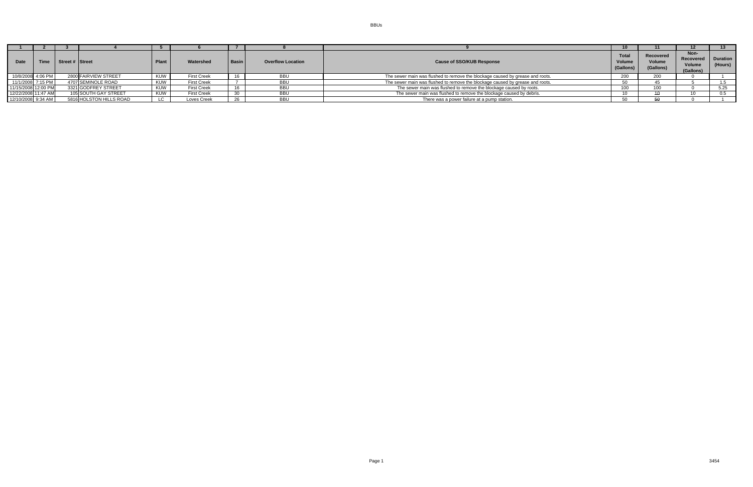BBUs

| 1 | 2 | 3 | 4 | 5 | 6 | 7 | 8 | 9 | 10 | 11 | 12 | 13 |
|---|---|---|---|---|---|---|---|---|---|---|---|---|
| **Date** | **Time** | **Street #** | **Street** | **Plant** | **Watershed** | **Basin** | **Overflow Location** | **Cause of SSO/KUB Response** | **Total Volume (Gallons)** | **Recovered Volume (Gallons)** | **Non-Recovered Volume (Gallons)** | **Duration (Hours)** |
| 10/8/2008 | 4:06 PM | 2800 | FAIRVIEW STREET | KUW | First Creek | 16 | BBU | The sewer main was flushed to remove the blockage caused by grease and roots. | 200 | 200 | 0 | 1 |
| 11/1/2008 | 7:15 PM | 4707 | SEMINOLE ROAD | KUW | First Creek | 7 | BBU | The sewer main was flushed to remove the blockage caused by grease and roots. | 50 | 45 | 5 | 1.5 |
| 11/15/2008 | 12:00 PM | 3321 | GODFREY STREET | KUW | First Creek | 16 | BBU | The sewer main was flushed to remove the blockage caused by roots. | 100 | 100 | 0 | 5.25 |
| 12/22/2008 | 11:47 AM | 105 | SOUTH GAY STREET | KUW | First Creek | 30 | BBU | The sewer main was flushed to remove the blockage caused by debris. | 10 | 10 | 10 | 0.5 |
| 12/10/2008 | 9:34 AM | 5816 | HOLSTON HILLS ROAD | LC | Loves Creek | 26 | BBU | There was a power failure at a pump station. | 50 | 50 | 0 | 1 |

3454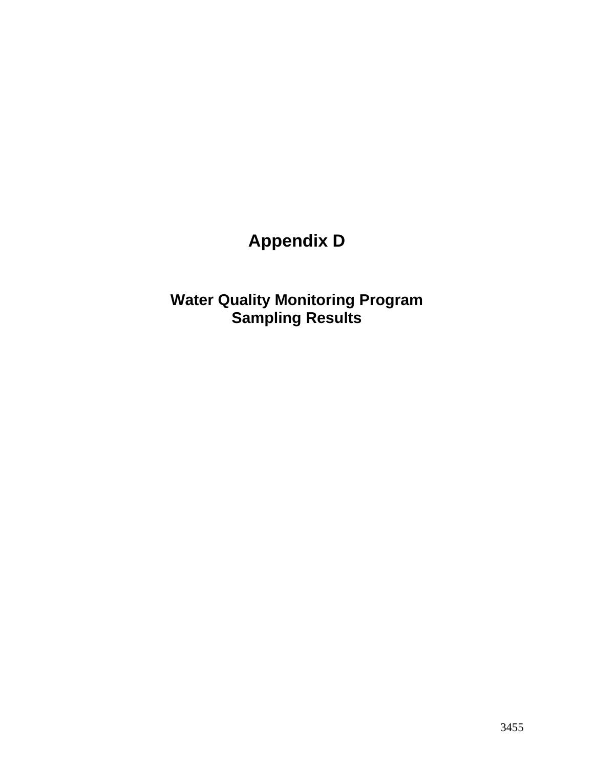# Appendix D

## Water Quality Monitoring Program
## Sampling Results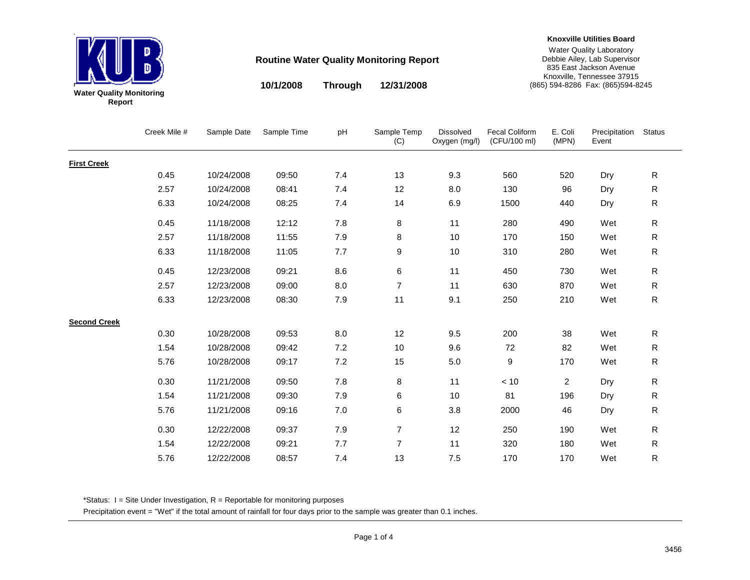**Water Quality Monitoring Report**

# Routine Water Quality Monitoring Report

**10/1/2008 Through 12/31/2008**

**Knoxville Utilities Board**
Water Quality Laboratory
Debbie Ailey, Lab Supervisor
835 East Jackson Avenue
Knoxville, Tennessee 37915
(865) 594-8286 Fax: (865)594-8245

| | Creek Mile # | Sample Date | Sample Time | pH | Sample Temp (C) | Dissolved Oxygen (mg/l) | Fecal Coliform (CFU/100 ml) | E. Coli (MPN) | Precipitation Event | Status |
|---|---|---|---|---|---|---|---|---|---|---|
| **First Creek** | | | | | | | | | | |
| | 0.45 | 10/24/2008 | 09:50 | 7.4 | 13 | 9.3 | 560 | 520 | Dry | R |
| | 2.57 | 10/24/2008 | 08:41 | 7.4 | 12 | 8.0 | 130 | 96 | Dry | R |
| | 6.33 | 10/24/2008 | 08:25 | 7.4 | 14 | 6.9 | 1500 | 440 | Dry | R |
| | 0.45 | 11/18/2008 | 12:12 | 7.8 | 8 | 11 | 280 | 490 | Wet | R |
| | 2.57 | 11/18/2008 | 11:55 | 7.9 | 8 | 10 | 170 | 150 | Wet | R |
| | 6.33 | 11/18/2008 | 11:05 | 7.7 | 9 | 10 | 310 | 280 | Wet | R |
| | 0.45 | 12/23/2008 | 09:21 | 8.6 | 6 | 11 | 450 | 730 | Wet | R |
| | 2.57 | 12/23/2008 | 09:00 | 8.0 | 7 | 11 | 630 | 870 | Wet | R |
| | 6.33 | 12/23/2008 | 08:30 | 7.9 | 11 | 9.1 | 250 | 210 | Wet | R |
| **Second Creek** | | | | | | | | | | |
| | 0.30 | 10/28/2008 | 09:53 | 8.0 | 12 | 9.5 | 200 | 38 | Wet | R |
| | 1.54 | 10/28/2008 | 09:42 | 7.2 | 10 | 9.6 | 72 | 82 | Wet | R |
| | 5.76 | 10/28/2008 | 09:17 | 7.2 | 15 | 5.0 | 9 | 170 | Wet | R |
| | 0.30 | 11/21/2008 | 09:50 | 7.8 | 8 | 11 | < 10 | 2 | Dry | R |
| | 1.54 | 11/21/2008 | 09:30 | 7.9 | 6 | 10 | 81 | 196 | Dry | R |
| | 5.76 | 11/21/2008 | 09:16 | 7.0 | 6 | 3.8 | 2000 | 46 | Dry | R |
| | 0.30 | 12/22/2008 | 09:37 | 7.9 | 7 | 12 | 250 | 190 | Wet | R |
| | 1.54 | 12/22/2008 | 09:21 | 7.7 | 7 | 11 | 320 | 180 | Wet | R |
| | 5.76 | 12/22/2008 | 08:57 | 7.4 | 13 | 7.5 | 170 | 170 | Wet | R |

*Status: I = Site Under Investigation, R = Reportable for monitoring purposes

Precipitation event = "Wet" if the total amount of rainfall for four days prior to the sample was greater than 0.1 inches.

3456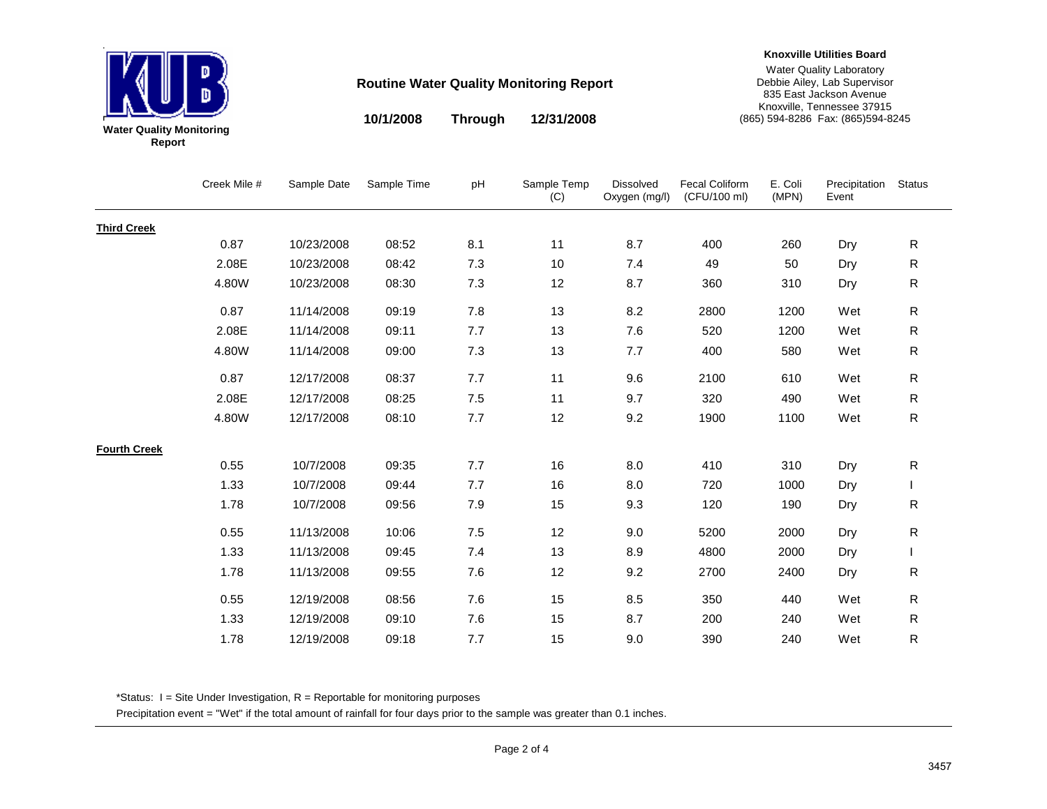**Water Quality Monitoring Report**

## Routine Water Quality Monitoring Report

**10/1/2008 Through 12/31/2008**

**Knoxville Utilities Board**
Water Quality Laboratory
Debbie Ailey, Lab Supervisor
835 East Jackson Avenue
Knoxville, Tennessee 37915
(865) 594-8286 Fax: (865)594-8245

| | Creek Mile # | Sample Date | Sample Time | pH | Sample Temp (C) | Dissolved Oxygen (mg/l) | Fecal Coliform (CFU/100 ml) | E. Coli (MPN) | Precipitation Event | Status |
|---|---|---|---|---|---|---|---|---|---|---|
| **Third Creek** | | | | | | | | | | |
| | 0.87 | 10/23/2008 | 08:52 | 8.1 | 11 | 8.7 | 400 | 260 | Dry | R |
| | 2.08E | 10/23/2008 | 08:42 | 7.3 | 10 | 7.4 | 49 | 50 | Dry | R |
| | 4.80W | 10/23/2008 | 08:30 | 7.3 | 12 | 8.7 | 360 | 310 | Dry | R |
| | 0.87 | 11/14/2008 | 09:19 | 7.8 | 13 | 8.2 | 2800 | 1200 | Wet | R |
| | 2.08E | 11/14/2008 | 09:11 | 7.7 | 13 | 7.6 | 520 | 1200 | Wet | R |
| | 4.80W | 11/14/2008 | 09:00 | 7.3 | 13 | 7.7 | 400 | 580 | Wet | R |
| | 0.87 | 12/17/2008 | 08:37 | 7.7 | 11 | 9.6 | 2100 | 610 | Wet | R |
| | 2.08E | 12/17/2008 | 08:25 | 7.5 | 11 | 9.7 | 320 | 490 | Wet | R |
| | 4.80W | 12/17/2008 | 08:10 | 7.7 | 12 | 9.2 | 1900 | 1100 | Wet | R |
| **Fourth Creek** | | | | | | | | | | |
| | 0.55 | 10/7/2008 | 09:35 | 7.7 | 16 | 8.0 | 410 | 310 | Dry | R |
| | 1.33 | 10/7/2008 | 09:44 | 7.7 | 16 | 8.0 | 720 | 1000 | Dry | I |
| | 1.78 | 10/7/2008 | 09:56 | 7.9 | 15 | 9.3 | 120 | 190 | Dry | R |
| | 0.55 | 11/13/2008 | 10:06 | 7.5 | 12 | 9.0 | 5200 | 2000 | Dry | R |
| | 1.33 | 11/13/2008 | 09:45 | 7.4 | 13 | 8.9 | 4800 | 2000 | Dry | I |
| | 1.78 | 11/13/2008 | 09:55 | 7.6 | 12 | 9.2 | 2700 | 2400 | Dry | R |
| | 0.55 | 12/19/2008 | 08:56 | 7.6 | 15 | 8.5 | 350 | 440 | Wet | R |
| | 1.33 | 12/19/2008 | 09:10 | 7.6 | 15 | 8.7 | 200 | 240 | Wet | R |
| | 1.78 | 12/19/2008 | 09:18 | 7.7 | 15 | 9.0 | 390 | 240 | Wet | R |

*Status: I = Site Under Investigation, R = Reportable for monitoring purposes

Precipitation event = "Wet" if the total amount of rainfall for four days prior to the sample was greater than 0.1 inches.

3457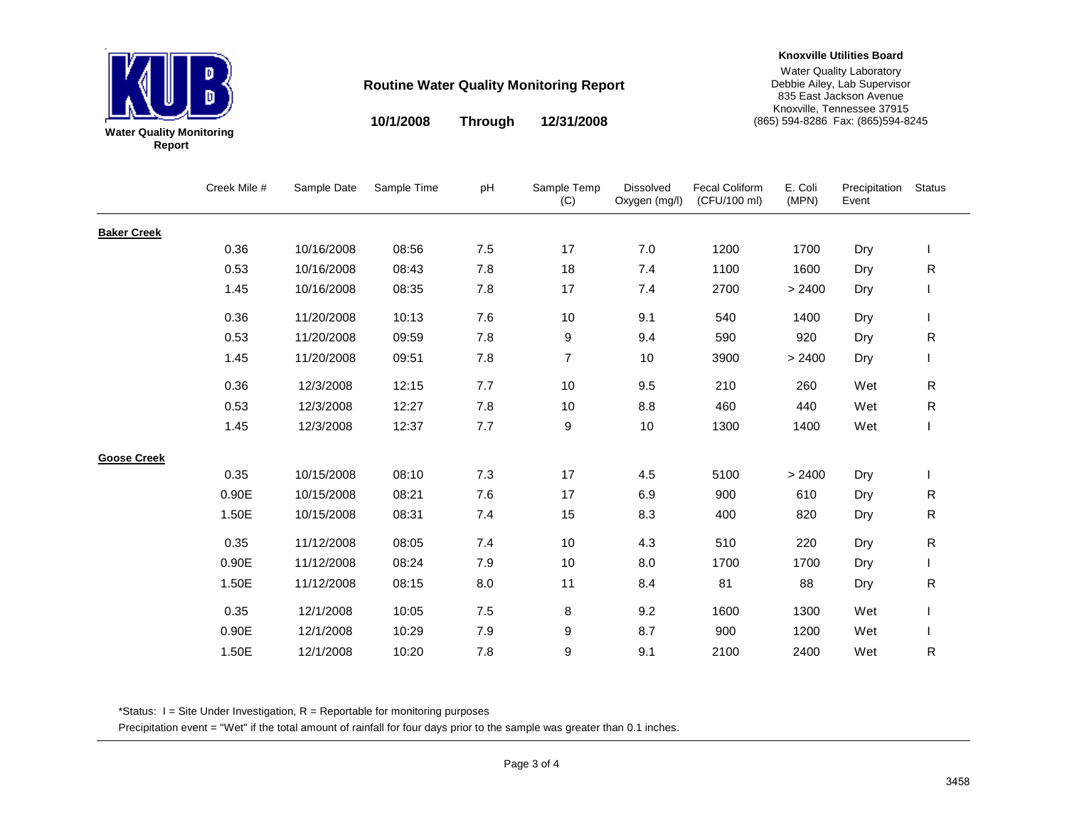**Knoxville Utilities Board**
Water Quality Laboratory
Debbie Ailey, Lab Supervisor
835 East Jackson Avenue
Knoxville, Tennessee 37915
(865) 594-8286 Fax: (865)594-8245

KUB

**Water Quality Monitoring Report**

## Routine Water Quality Monitoring Report

**10/1/2008 Through 12/31/2008**

| | Creek Mile # | Sample Date | Sample Time | pH | Sample Temp (C) | Dissolved Oxygen (mg/l) | Fecal Coliform (CFU/100 ml) | E. Coli (MPN) | Precipitation Event | Status |
|---|---|---|---|---|---|---|---|---|---|---|
| **Baker Creek** | | | | | | | | | | |
| | 0.36 | 10/16/2008 | 08:56 | 7.5 | 17 | 7.0 | 1200 | 1700 | Dry | I |
| | 0.53 | 10/16/2008 | 08:43 | 7.8 | 18 | 7.4 | 1100 | 1600 | Dry | R |
| | 1.45 | 10/16/2008 | 08:35 | 7.8 | 17 | 7.4 | 2700 | > 2400 | Dry | I |
| | 0.36 | 11/20/2008 | 10:13 | 7.6 | 10 | 9.1 | 540 | 1400 | Dry | I |
| | 0.53 | 11/20/2008 | 09:59 | 7.8 | 9 | 9.4 | 590 | 920 | Dry | R |
| | 1.45 | 11/20/2008 | 09:51 | 7.8 | 7 | 10 | 3900 | > 2400 | Dry | I |
| | 0.36 | 12/3/2008 | 12:15 | 7.7 | 10 | 9.5 | 210 | 260 | Wet | R |
| | 0.53 | 12/3/2008 | 12:27 | 7.8 | 10 | 8.8 | 460 | 440 | Wet | R |
| | 1.45 | 12/3/2008 | 12:37 | 7.7 | 9 | 10 | 1300 | 1400 | Wet | I |
| **Goose Creek** | | | | | | | | | | |
| | 0.35 | 10/15/2008 | 08:10 | 7.3 | 17 | 4.5 | 5100 | > 2400 | Dry | I |
| | 0.90E | 10/15/2008 | 08:21 | 7.6 | 17 | 6.9 | 900 | 610 | Dry | R |
| | 1.50E | 10/15/2008 | 08:31 | 7.4 | 15 | 8.3 | 400 | 820 | Dry | R |
| | 0.35 | 11/12/2008 | 08:05 | 7.4 | 10 | 4.3 | 510 | 220 | Dry | R |
| | 0.90E | 11/12/2008 | 08:24 | 7.9 | 10 | 8.0 | 1700 | 1700 | Dry | I |
| | 1.50E | 11/12/2008 | 08:15 | 8.0 | 11 | 8.4 | 81 | 88 | Dry | R |
| | 0.35 | 12/1/2008 | 10:05 | 7.5 | 8 | 9.2 | 1600 | 1300 | Wet | I |
| | 0.90E | 12/1/2008 | 10:29 | 7.9 | 9 | 8.7 | 900 | 1200 | Wet | I |
| | 1.50E | 12/1/2008 | 10:20 | 7.8 | 9 | 9.1 | 2100 | 2400 | Wet | R |

*Status: I = Site Under Investigation, R = Reportable for monitoring purposes

Precipitation event = "Wet" if the total amount of rainfall for four days prior to the sample was greater than 0.1 inches.

3458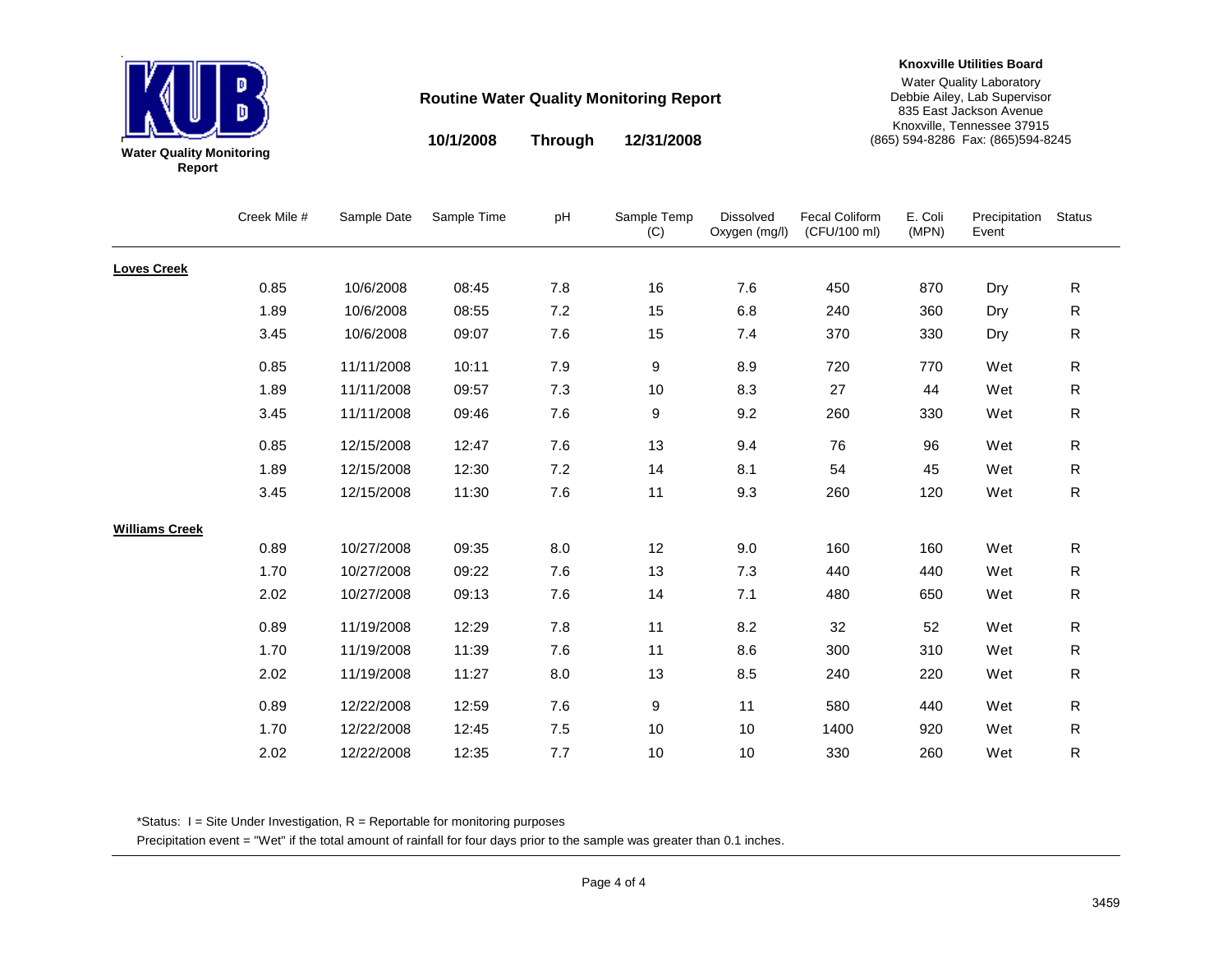**Water Quality Monitoring Report**

## Routine Water Quality Monitoring Report

**10/1/2008 Through 12/31/2008**

**Knoxville Utilities Board**
Water Quality Laboratory
Debbie Ailey, Lab Supervisor
835 East Jackson Avenue
Knoxville, Tennessee 37915
(865) 594-8286 Fax: (865)594-8245

| | Creek Mile # | Sample Date | Sample Time | pH | Sample Temp (C) | Dissolved Oxygen (mg/l) | Fecal Coliform (CFU/100 ml) | E. Coli (MPN) | Precipitation Event | Status |
|---|---|---|---|---|---|---|---|---|---|---|
| **Loves Creek** | | | | | | | | | | |
| | 0.85 | 10/6/2008 | 08:45 | 7.8 | 16 | 7.6 | 450 | 870 | Dry | R |
| | 1.89 | 10/6/2008 | 08:55 | 7.2 | 15 | 6.8 | 240 | 360 | Dry | R |
| | 3.45 | 10/6/2008 | 09:07 | 7.6 | 15 | 7.4 | 370 | 330 | Dry | R |
| | 0.85 | 11/11/2008 | 10:11 | 7.9 | 9 | 8.9 | 720 | 770 | Wet | R |
| | 1.89 | 11/11/2008 | 09:57 | 7.3 | 10 | 8.3 | 27 | 44 | Wet | R |
| | 3.45 | 11/11/2008 | 09:46 | 7.6 | 9 | 9.2 | 260 | 330 | Wet | R |
| | 0.85 | 12/15/2008 | 12:47 | 7.6 | 13 | 9.4 | 76 | 96 | Wet | R |
| | 1.89 | 12/15/2008 | 12:30 | 7.2 | 14 | 8.1 | 54 | 45 | Wet | R |
| | 3.45 | 12/15/2008 | 11:30 | 7.6 | 11 | 9.3 | 260 | 120 | Wet | R |
| **Williams Creek** | | | | | | | | | | |
| | 0.89 | 10/27/2008 | 09:35 | 8.0 | 12 | 9.0 | 160 | 160 | Wet | R |
| | 1.70 | 10/27/2008 | 09:22 | 7.6 | 13 | 7.3 | 440 | 440 | Wet | R |
| | 2.02 | 10/27/2008 | 09:13 | 7.6 | 14 | 7.1 | 480 | 650 | Wet | R |
| | 0.89 | 11/19/2008 | 12:29 | 7.8 | 11 | 8.2 | 32 | 52 | Wet | R |
| | 1.70 | 11/19/2008 | 11:39 | 7.6 | 11 | 8.6 | 300 | 310 | Wet | R |
| | 2.02 | 11/19/2008 | 11:27 | 8.0 | 13 | 8.5 | 240 | 220 | Wet | R |
| | 0.89 | 12/22/2008 | 12:59 | 7.6 | 9 | 11 | 580 | 440 | Wet | R |
| | 1.70 | 12/22/2008 | 12:45 | 7.5 | 10 | 10 | 1400 | 920 | Wet | R |
| | 2.02 | 12/22/2008 | 12:35 | 7.7 | 10 | 10 | 330 | 260 | Wet | R |

*Status: I = Site Under Investigation, R = Reportable for monitoring purposes

Precipitation event = "Wet" if the total amount of rainfall for four days prior to the sample was greater than 0.1 inches.

3459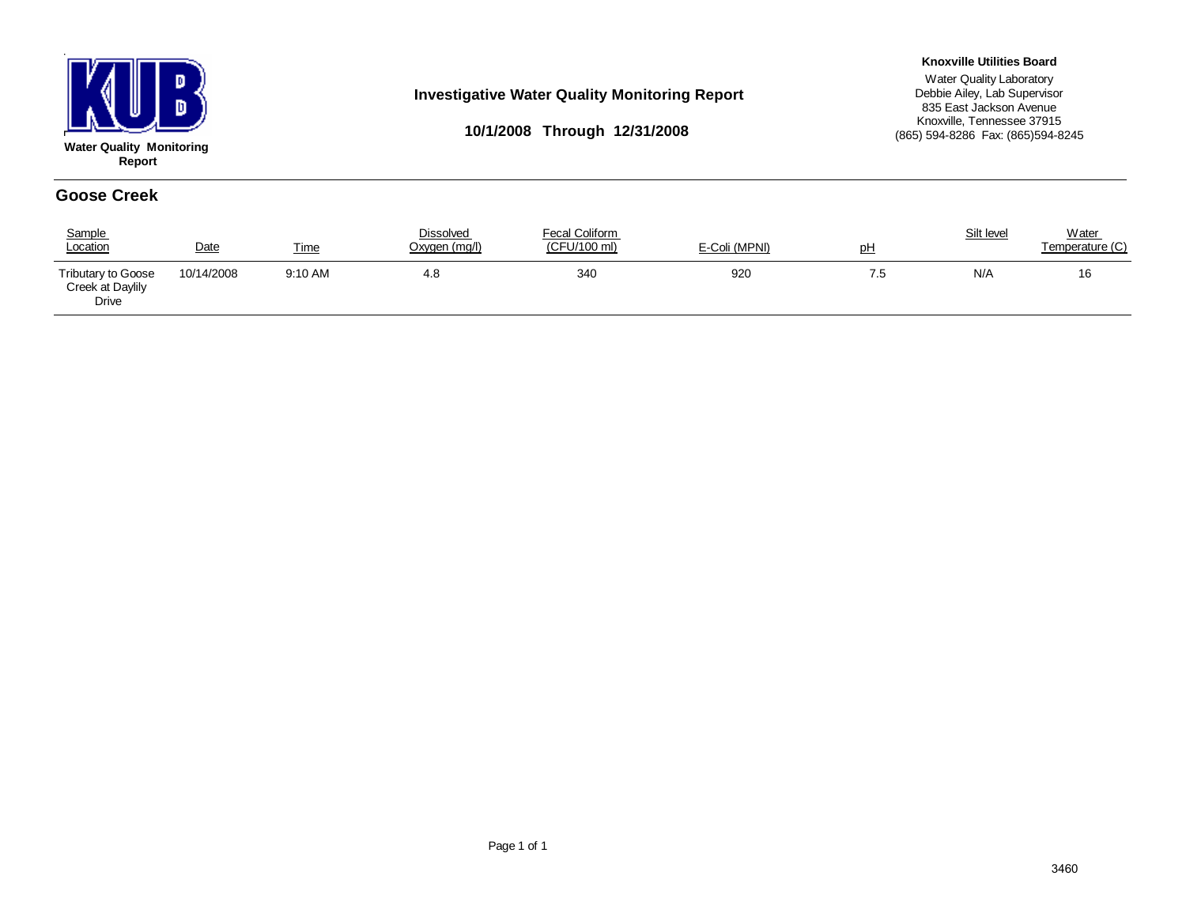KUB

**Water Quality Monitoring Report**

## Investigative Water Quality Monitoring Report

**10/1/2008 Through 12/31/2008**

**Knoxville Utilities Board**
Water Quality Laboratory
Debbie Ailey, Lab Supervisor
835 East Jackson Avenue
Knoxville, Tennessee 37915
(865) 594-8286 Fax: (865)594-8245

## Goose Creek

| Sample Location | Date | Time | Dissolved Oxygen (mg/l) | Fecal Coliform (CFU/100 ml) | E-Coli (MPNl) | pH | Silt level | Water Temperature (C) |
|---|---|---|---|---|---|---|---|---|
| Tributary to Goose Creek at Daylily Drive | 10/14/2008 | 9:10 AM | 4.8 | 340 | 920 | 7.5 | N/A | 16 |

3460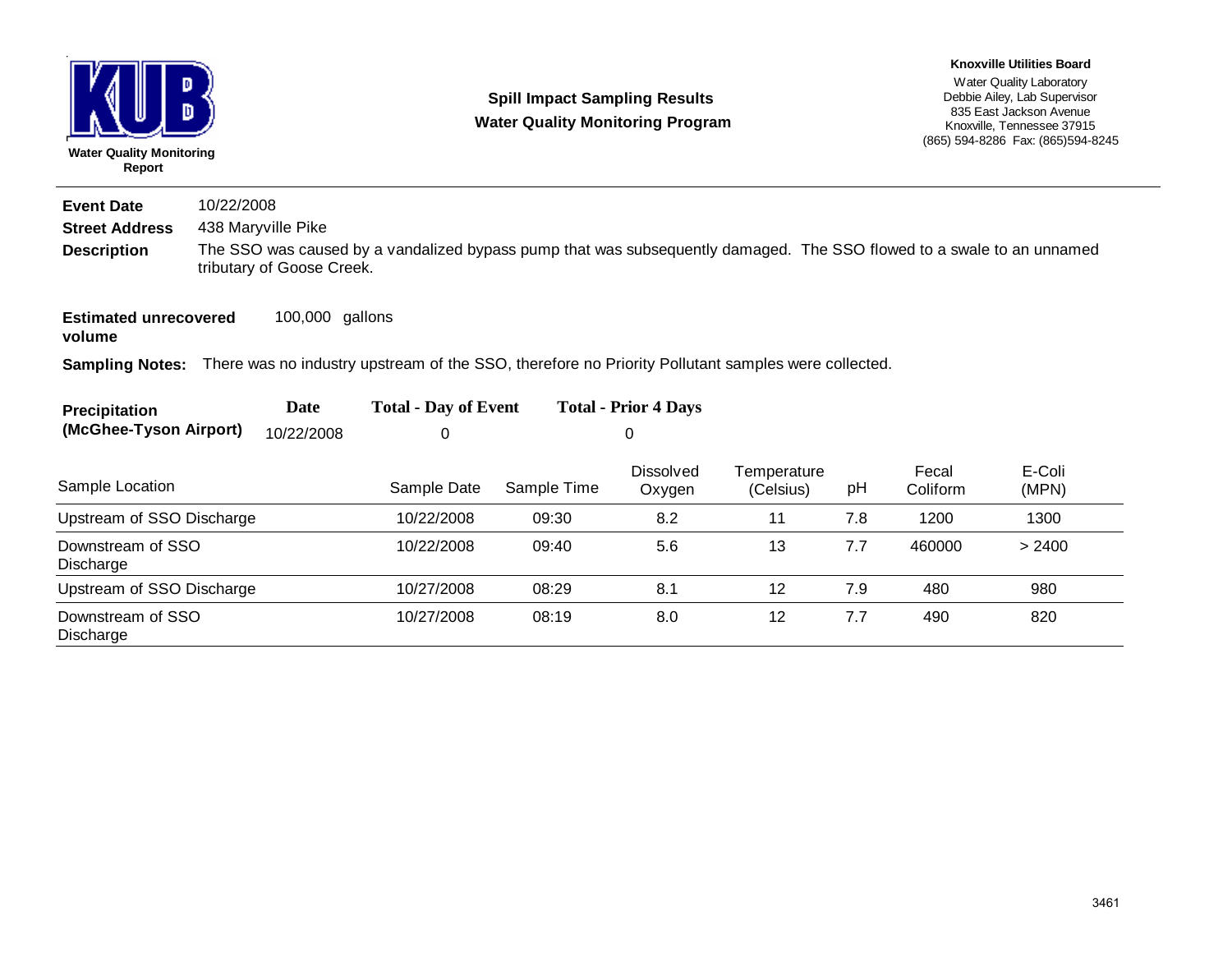**Water Quality Monitoring Report**

## Spill Impact Sampling Results
## Water Quality Monitoring Program

**Knoxville Utilities Board**
Water Quality Laboratory
Debbie Ailey, Lab Supervisor
835 East Jackson Avenue
Knoxville, Tennessee 37915
(865) 594-8286 Fax: (865)594-8245

---

**Event Date** 10/22/2008

**Street Address** 438 Maryville Pike

**Description** The SSO was caused by a vandalized bypass pump that was subsequently damaged. The SSO flowed to a swale to an unnamed tributary of Goose Creek.

**Estimated unrecovered volume** 100,000 gallons

**Sampling Notes:** There was no industry upstream of the SSO, therefore no Priority Pollutant samples were collected.

| Precipitation (McGhee-Tyson Airport) | Date | Total - Day of Event | Total - Prior 4 Days |
|---|---|---|---|
| | 10/22/2008 | 0 | 0 |

| Sample Location | Sample Date | Sample Time | Dissolved Oxygen | Temperature (Celsius) | pH | Fecal Coliform | E-Coli (MPN) |
|---|---|---|---|---|---|---|---|
| Upstream of SSO Discharge | 10/22/2008 | 09:30 | 8.2 | 11 | 7.8 | 1200 | 1300 |
| Downstream of SSO Discharge | 10/22/2008 | 09:40 | 5.6 | 13 | 7.7 | 460000 | > 2400 |
| Upstream of SSO Discharge | 10/27/2008 | 08:29 | 8.1 | 12 | 7.9 | 480 | 980 |
| Downstream of SSO Discharge | 10/27/2008 | 08:19 | 8.0 | 12 | 7.7 | 490 | 820 |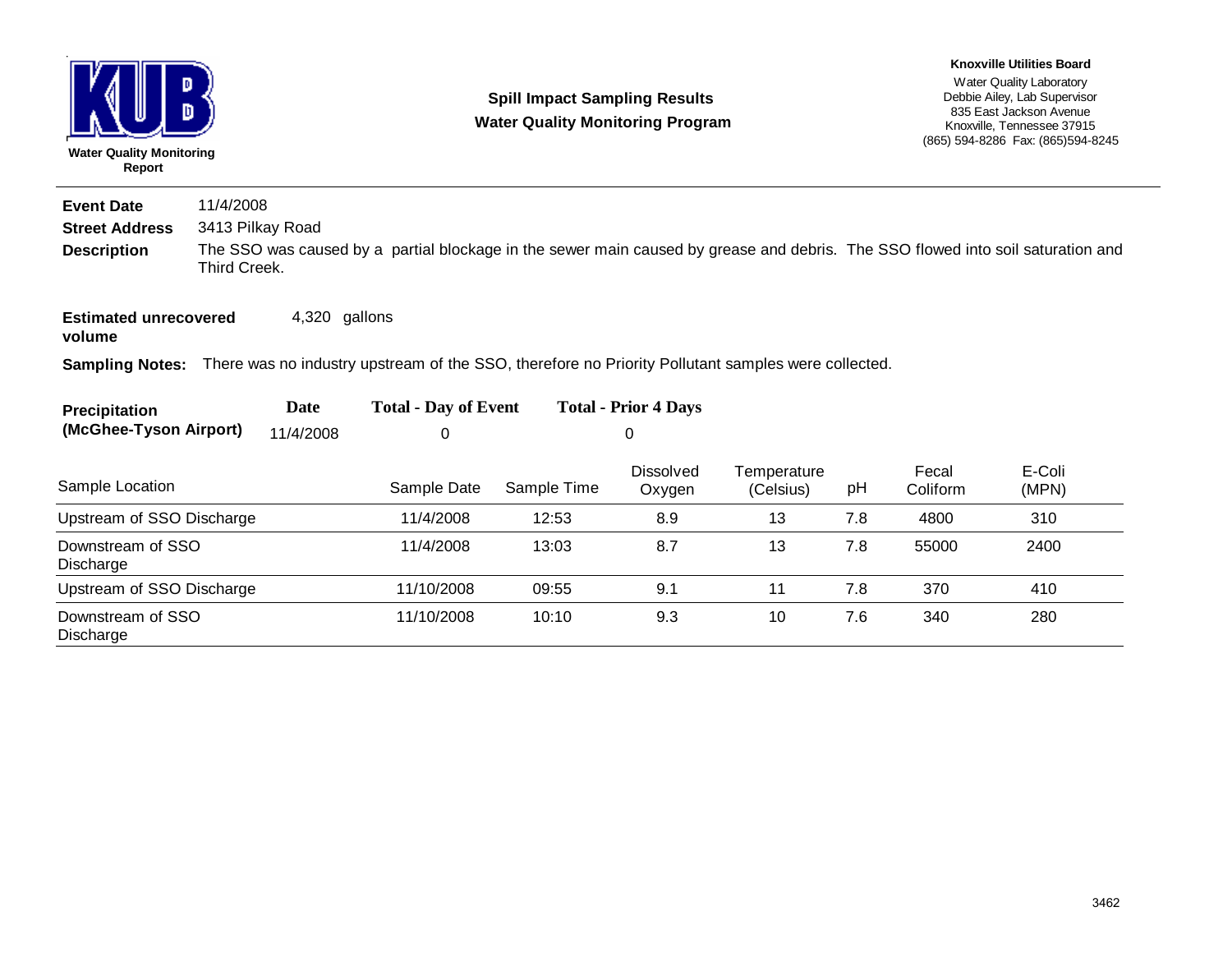KUB

**Water Quality Monitoring Report**

# Spill Impact Sampling Results
## Water Quality Monitoring Program

**Knoxville Utilities Board**
Water Quality Laboratory
Debbie Ailey, Lab Supervisor
835 East Jackson Avenue
Knoxville, Tennessee 37915
(865) 594-8286 Fax: (865)594-8245

**Event Date** 11/4/2008

**Street Address** 3413 Pilkay Road

**Description** The SSO was caused by a partial blockage in the sewer main caused by grease and debris. The SSO flowed into soil saturation and Third Creek.

**Estimated unrecovered volume** 4,320 gallons

**Sampling Notes:** There was no industry upstream of the SSO, therefore no Priority Pollutant samples were collected.

| Precipitation (McGhee-Tyson Airport) | Date | Total - Day of Event | Total - Prior 4 Days |
|---|---|---|---|
| | 11/4/2008 | 0 | 0 |

| Sample Location | Sample Date | Sample Time | Dissolved Oxygen | Temperature (Celsius) | pH | Fecal Coliform | E-Coli (MPN) |
|---|---|---|---|---|---|---|---|
| Upstream of SSO Discharge | 11/4/2008 | 12:53 | 8.9 | 13 | 7.8 | 4800 | 310 |
| Downstream of SSO Discharge | 11/4/2008 | 13:03 | 8.7 | 13 | 7.8 | 55000 | 2400 |
| Upstream of SSO Discharge | 11/10/2008 | 09:55 | 9.1 | 11 | 7.8 | 370 | 410 |
| Downstream of SSO Discharge | 11/10/2008 | 10:10 | 9.3 | 10 | 7.6 | 340 | 280 |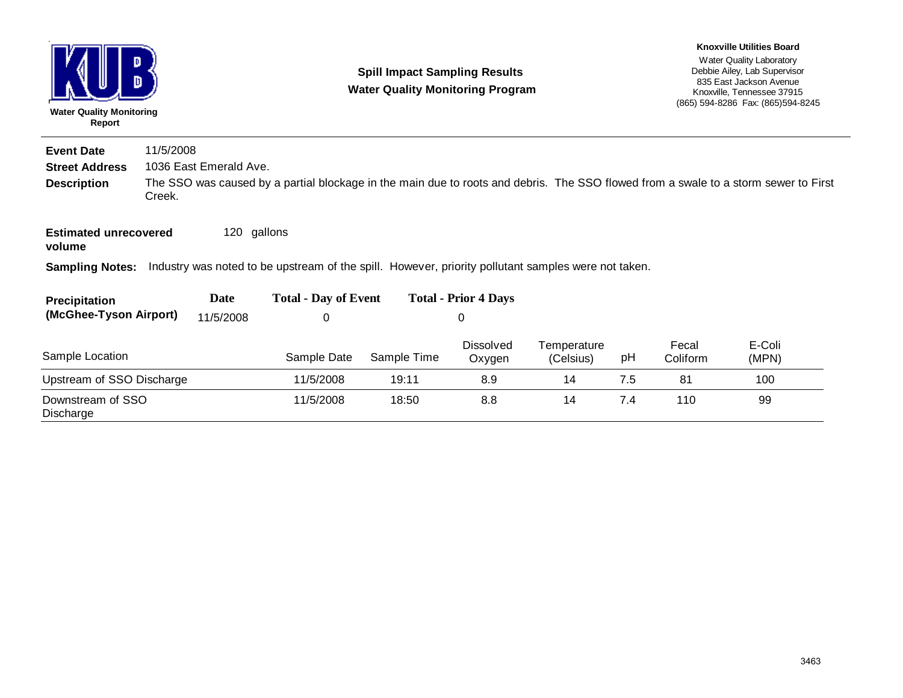**Water Quality Monitoring Report**

## Spill Impact Sampling Results
## Water Quality Monitoring Program

**Knoxville Utilities Board**
Water Quality Laboratory
Debbie Ailey, Lab Supervisor
835 East Jackson Avenue
Knoxville, Tennessee 37915
(865) 594-8286 Fax: (865)594-8245

---

**Event Date** 11/5/2008

**Street Address** 1036 East Emerald Ave.

**Description** The SSO was caused by a partial blockage in the main due to roots and debris. The SSO flowed from a swale to a storm sewer to First Creek.

**Estimated unrecovered volume** 120 gallons

**Sampling Notes:** Industry was noted to be upstream of the spill. However, priority pollutant samples were not taken.

| Precipitation (McGhee-Tyson Airport) | Date | Total - Day of Event | Total - Prior 4 Days |
|---|---|---|---|
| | 11/5/2008 | 0 | 0 |

| Sample Location | Sample Date | Sample Time | Dissolved Oxygen | Temperature (Celsius) | pH | Fecal Coliform | E-Coli (MPN) |
|---|---|---|---|---|---|---|---|
| Upstream of SSO Discharge | 11/5/2008 | 19:11 | 8.9 | 14 | 7.5 | 81 | 100 |
| Downstream of SSO Discharge | 11/5/2008 | 18:50 | 8.8 | 14 | 7.4 | 110 | 99 |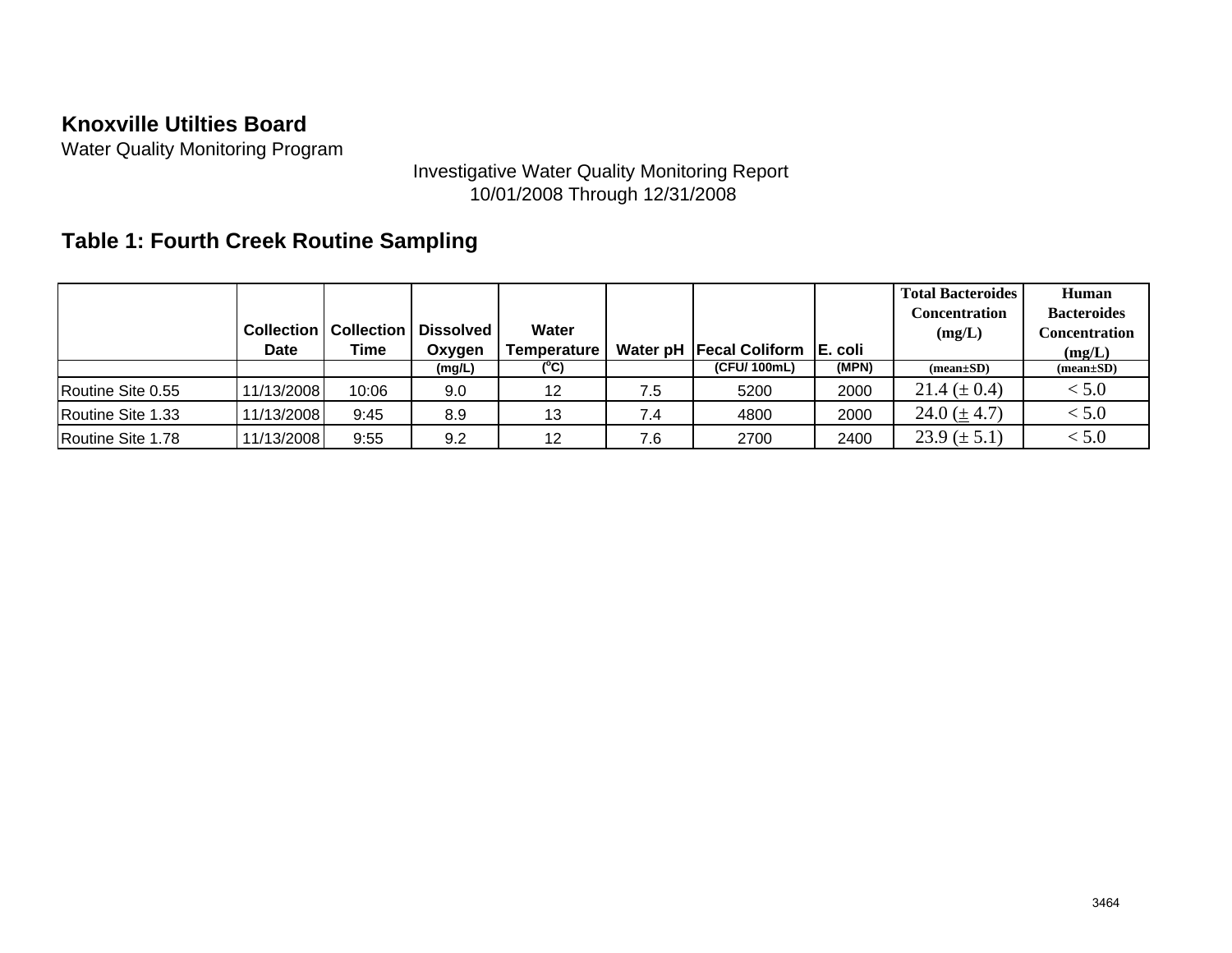**Knoxville Utilties Board**
Water Quality Monitoring Program

Investigative Water Quality Monitoring Report
10/01/2008 Through 12/31/2008

## Table 1: Fourth Creek Routine Sampling

| | Collection Date | Collection Time | Dissolved Oxygen | Water Temperature | Water pH | Fecal Coliform | E. coli | Total Bacteroides Concentration (mg/L) | Human Bacteroides Concentration (mg/L) |
|---|---|---|---|---|---|---|---|---|---|
| | | | (mg/L) | ($^{o}$C) | | (CFU/ 100mL) | (MPN) | (mean±SD) | (mean±SD) |
| Routine Site 0.55 | 11/13/2008 | 10:06 | 9.0 | 12 | 7.5 | 5200 | 2000 | 21.4 (± 0.4) | < 5.0 |
| Routine Site 1.33 | 11/13/2008 | 9:45 | 8.9 | 13 | 7.4 | 4800 | 2000 | 24.0 (± 4.7) | < 5.0 |
| Routine Site 1.78 | 11/13/2008 | 9:55 | 9.2 | 12 | 7.6 | 2700 | 2400 | 23.9 (± 5.1) | < 5.0 |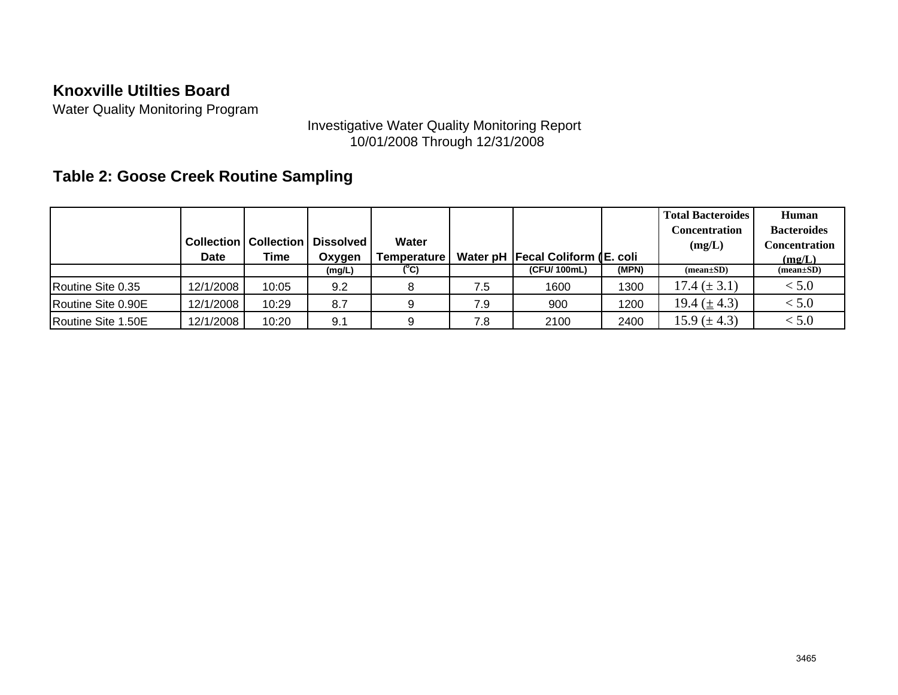**Knoxville Utilties Board**

Water Quality Monitoring Program

Investigative Water Quality Monitoring Report
10/01/2008 Through 12/31/2008

## Table 2: Goose Creek Routine Sampling

| | Collection Date | Collection Time | Dissolved Oxygen | Water Temperature | Water pH | Fecal Coliform ( | E. coli | Total Bacteroides Concentration (mg/L) | Human Bacteroides Concentration (mg/L) |
|---|---|---|---|---|---|---|---|---|---|
| | | | (mg/L) | ($^{o}$C) | | (CFU/ 100mL) | (MPN) | (mean±SD) | (mean±SD) |
| Routine Site 0.35 | 12/1/2008 | 10:05 | 9.2 | 8 | 7.5 | 1600 | 1300 | 17.4 (± 3.1) | < 5.0 |
| Routine Site 0.90E | 12/1/2008 | 10:29 | 8.7 | 9 | 7.9 | 900 | 1200 | 19.4 (± 4.3) | < 5.0 |
| Routine Site 1.50E | 12/1/2008 | 10:20 | 9.1 | 9 | 7.8 | 2100 | 2400 | 15.9 (± 4.3) | < 5.0 |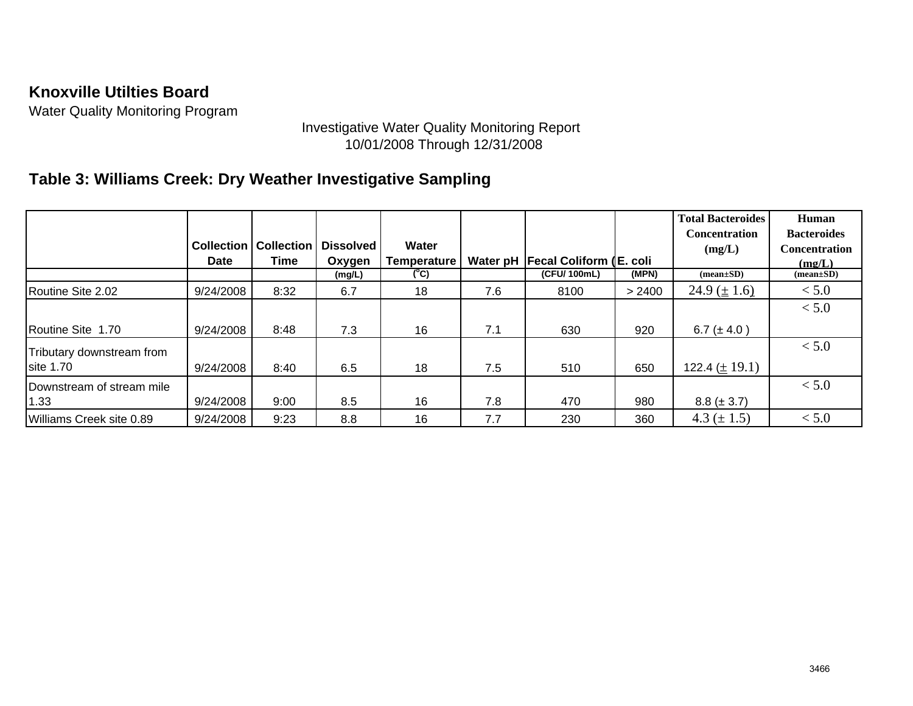**Knoxville Utilties Board**

Water Quality Monitoring Program

Investigative Water Quality Monitoring Report
10/01/2008 Through 12/31/2008

## Table 3: Williams Creek: Dry Weather Investigative Sampling

| | Collection Date | Collection Time | Dissolved Oxygen | Water Temperature | Water pH | Fecal Coliform ( | E. coli | Total Bacteroides Concentration (mg/L) | Human Bacteroides Concentration (mg/L) |
|---|---|---|---|---|---|---|---|---|---|
| | | | (mg/L) | (°C) | | (CFU/ 100mL) | (MPN) | (mean±SD) | (mean±SD) |
| Routine Site 2.02 | 9/24/2008 | 8:32 | 6.7 | 18 | 7.6 | 8100 | > 2400 | 24.9 (± 1.6) | < 5.0 |
| Routine Site 1.70 | 9/24/2008 | 8:48 | 7.3 | 16 | 7.1 | 630 | 920 | 6.7 (± 4.0 ) | < 5.0 |
| Tributary downstream from site 1.70 | 9/24/2008 | 8:40 | 6.5 | 18 | 7.5 | 510 | 650 | 122.4 (± 19.1) | < 5.0 |
| Downstream of stream mile 1.33 | 9/24/2008 | 9:00 | 8.5 | 16 | 7.8 | 470 | 980 | 8.8 (± 3.7) | < 5.0 |
| Williams Creek site 0.89 | 9/24/2008 | 9:23 | 8.8 | 16 | 7.7 | 230 | 360 | 4.3 (± 1.5) | < 5.0 |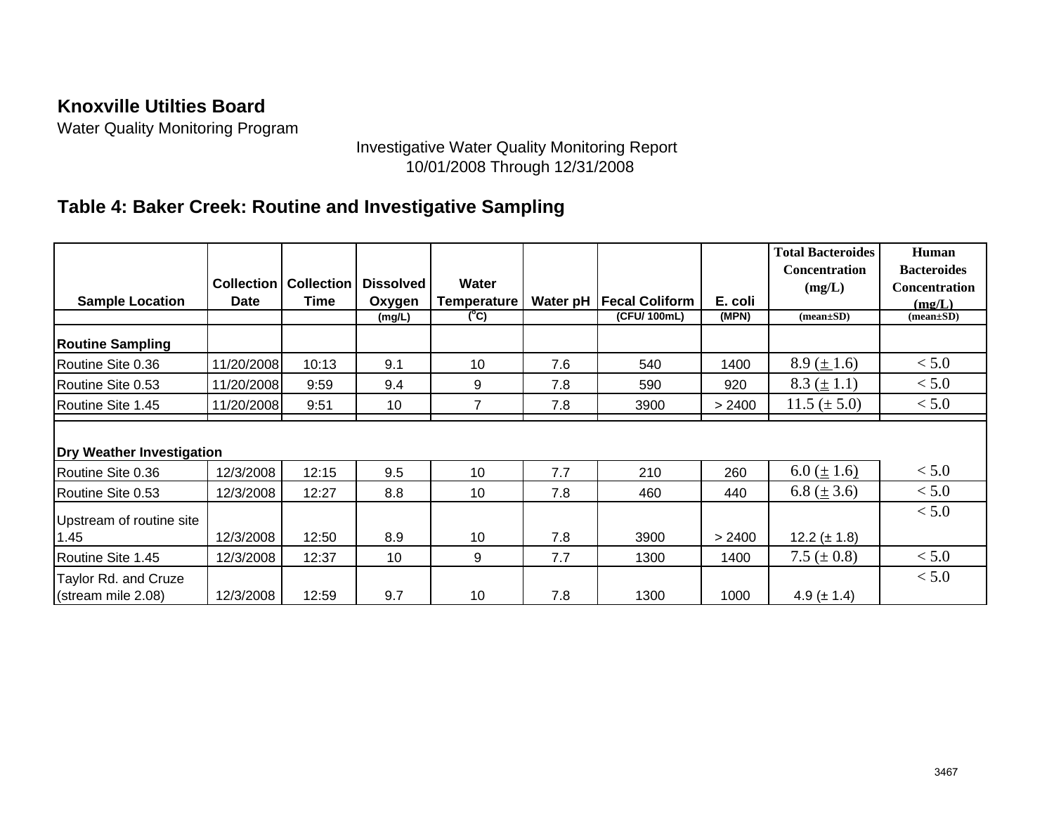**Knoxville Utilties Board**

Water Quality Monitoring Program

Investigative Water Quality Monitoring Report
10/01/2008 Through 12/31/2008

## Table 4: Baker Creek: Routine and Investigative Sampling

| Sample Location | Collection Date | Collection Time | Dissolved Oxygen | Water Temperature | Water pH | Fecal Coliform | E. coli | Total Bacteroides Concentration (mg/L) | Human Bacteroides Concentration (mg/L) |
|---|---|---|---|---|---|---|---|---|---|
| | | | (mg/L) | (°C) | | (CFU/ 100mL) | (MPN) | (mean±SD) | (mean±SD) |
| **Routine Sampling** | | | | | | | | | |
| Routine Site 0.36 | 11/20/2008 | 10:13 | 9.1 | 10 | 7.6 | 540 | 1400 | 8.9 (± 1.6) | < 5.0 |
| Routine Site 0.53 | 11/20/2008 | 9:59 | 9.4 | 9 | 7.8 | 590 | 920 | 8.3 (± 1.1) | < 5.0 |
| Routine Site 1.45 | 11/20/2008 | 9:51 | 10 | 7 | 7.8 | 3900 | > 2400 | 11.5 (± 5.0) | < 5.0 |
| **Dry Weather Investigation** | | | | | | | | | |
| Routine Site 0.36 | 12/3/2008 | 12:15 | 9.5 | 10 | 7.7 | 210 | 260 | 6.0 (± 1.6) | < 5.0 |
| Routine Site 0.53 | 12/3/2008 | 12:27 | 8.8 | 10 | 7.8 | 460 | 440 | 6.8 (± 3.6) | < 5.0 |
| Upstream of routine site 1.45 | 12/3/2008 | 12:50 | 8.9 | 10 | 7.8 | 3900 | > 2400 | 12.2 (± 1.8) | < 5.0 |
| Routine Site 1.45 | 12/3/2008 | 12:37 | 10 | 9 | 7.7 | 1300 | 1400 | 7.5 (± 0.8) | < 5.0 |
| Taylor Rd. and Cruze (stream mile 2.08) | 12/3/2008 | 12:59 | 9.7 | 10 | 7.8 | 1300 | 1000 | 4.9 (± 1.4) | < 5.0 |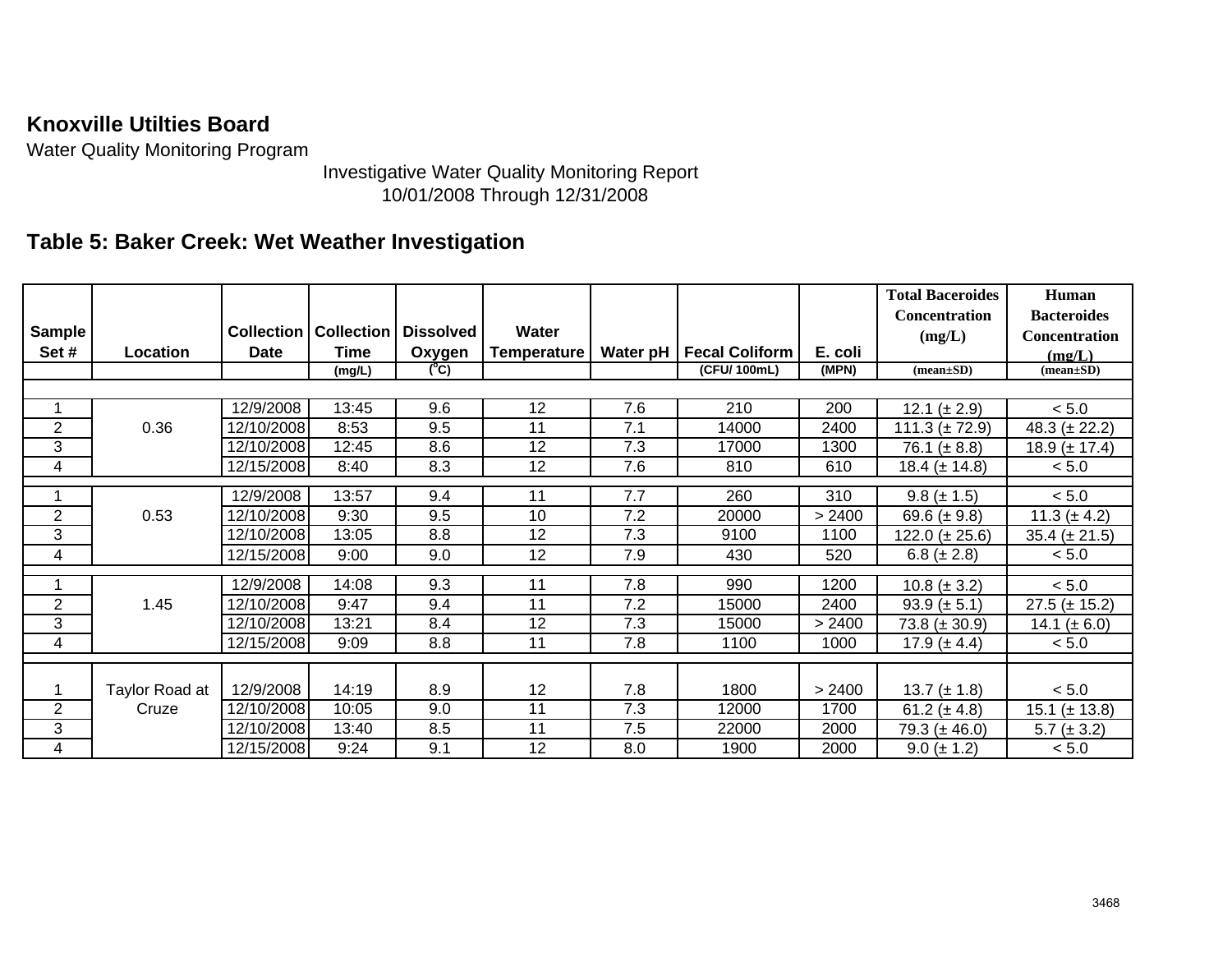**Knoxville Utilties Board**

Water Quality Monitoring Program

Investigative Water Quality Monitoring Report
10/01/2008 Through 12/31/2008

## Table 5: Baker Creek: Wet Weather Investigation

| Sample Set # | Location | Collection Date | Collection Time | Dissolved Oxygen | Water Temperature | Water pH | Fecal Coliform | E. coli | Total Baceroides Concentration (mg/L) | Human Bacteroides Concentration (mg/L) |
|---|---|---|---|---|---|---|---|---|---|---|
| | | | (mg/L) | ($^{o}$C) | | | (CFU/ 100mL) | (MPN) | (mean±SD) | (mean±SD) |
| 1 | 0.36 | 12/9/2008 | 13:45 | 9.6 | 12 | 7.6 | 210 | 200 | 12.1 (± 2.9) | < 5.0 |
| 2 | | 12/10/2008 | 8:53 | 9.5 | 11 | 7.1 | 14000 | 2400 | 111.3 (± 72.9) | 48.3 (± 22.2) |
| 3 | | 12/10/2008 | 12:45 | 8.6 | 12 | 7.3 | 17000 | 1300 | 76.1 (± 8.8) | 18.9 (± 17.4) |
| 4 | | 12/15/2008 | 8:40 | 8.3 | 12 | 7.6 | 810 | 610 | 18.4 (± 14.8) | < 5.0 |
| 1 | 0.53 | 12/9/2008 | 13:57 | 9.4 | 11 | 7.7 | 260 | 310 | 9.8 (± 1.5) | < 5.0 |
| 2 | | 12/10/2008 | 9:30 | 9.5 | 10 | 7.2 | 20000 | > 2400 | 69.6 (± 9.8) | 11.3 (± 4.2) |
| 3 | | 12/10/2008 | 13:05 | 8.8 | 12 | 7.3 | 9100 | 1100 | 122.0 (± 25.6) | 35.4 (± 21.5) |
| 4 | | 12/15/2008 | 9:00 | 9.0 | 12 | 7.9 | 430 | 520 | 6.8 (± 2.8) | < 5.0 |
| 1 | 1.45 | 12/9/2008 | 14:08 | 9.3 | 11 | 7.8 | 990 | 1200 | 10.8 (± 3.2) | < 5.0 |
| 2 | | 12/10/2008 | 9:47 | 9.4 | 11 | 7.2 | 15000 | 2400 | 93.9 (± 5.1) | 27.5 (± 15.2) |
| 3 | | 12/10/2008 | 13:21 | 8.4 | 12 | 7.3 | 15000 | > 2400 | 73.8 (± 30.9) | 14.1 (± 6.0) |
| 4 | | 12/15/2008 | 9:09 | 8.8 | 11 | 7.8 | 1100 | 1000 | 17.9 (± 4.4) | < 5.0 |
| 1 | Taylor Road at Cruze | 12/9/2008 | 14:19 | 8.9 | 12 | 7.8 | 1800 | > 2400 | 13.7 (± 1.8) | < 5.0 |
| 2 | | 12/10/2008 | 10:05 | 9.0 | 11 | 7.3 | 12000 | 1700 | 61.2 (± 4.8) | 15.1 (± 13.8) |
| 3 | | 12/10/2008 | 13:40 | 8.5 | 11 | 7.5 | 22000 | 2000 | 79.3 (± 46.0) | 5.7 (± 3.2) |
| 4 | | 12/15/2008 | 9:24 | 9.1 | 12 | 8.0 | 1900 | 2000 | 9.0 (± 1.2) | < 5.0 |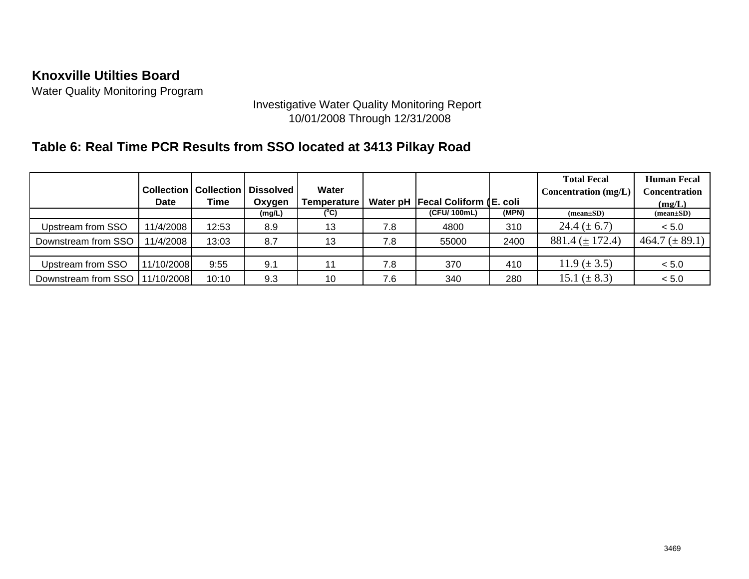**Knoxville Utilties Board**

Water Quality Monitoring Program

Investigative Water Quality Monitoring Report
10/01/2008 Through 12/31/2008

## Table 6: Real Time PCR Results from SSO located at 3413 Pilkay Road

| | Collection Date | Collection Time | Dissolved Oxygen | Water Temperature | Water pH | Fecal Coliform ( | E. coli | Total Fecal Concentration (mg/L) | Human Fecal Concentration (mg/L) |
|---|---|---|---|---|---|---|---|---|---|
| | | | (mg/L) | (°C) | | (CFU/ 100mL) | (MPN) | (mean±SD) | (mean±SD) |
| Upstream from SSO | 11/4/2008 | 12:53 | 8.9 | 13 | 7.8 | 4800 | 310 | 24.4 (± 6.7) | < 5.0 |
| Downstream from SSO | 11/4/2008 | 13:03 | 8.7 | 13 | 7.8 | 55000 | 2400 | 881.4 (± 172.4) | 464.7 (± 89.1) |
| | | | | | | | | | |
| Upstream from SSO | 11/10/2008 | 9:55 | 9.1 | 11 | 7.8 | 370 | 410 | 11.9 (± 3.5) | < 5.0 |
| Downstream from SSO | 11/10/2008 | 10:10 | 9.3 | 10 | 7.6 | 340 | 280 | 15.1 (± 8.3) | < 5.0 |